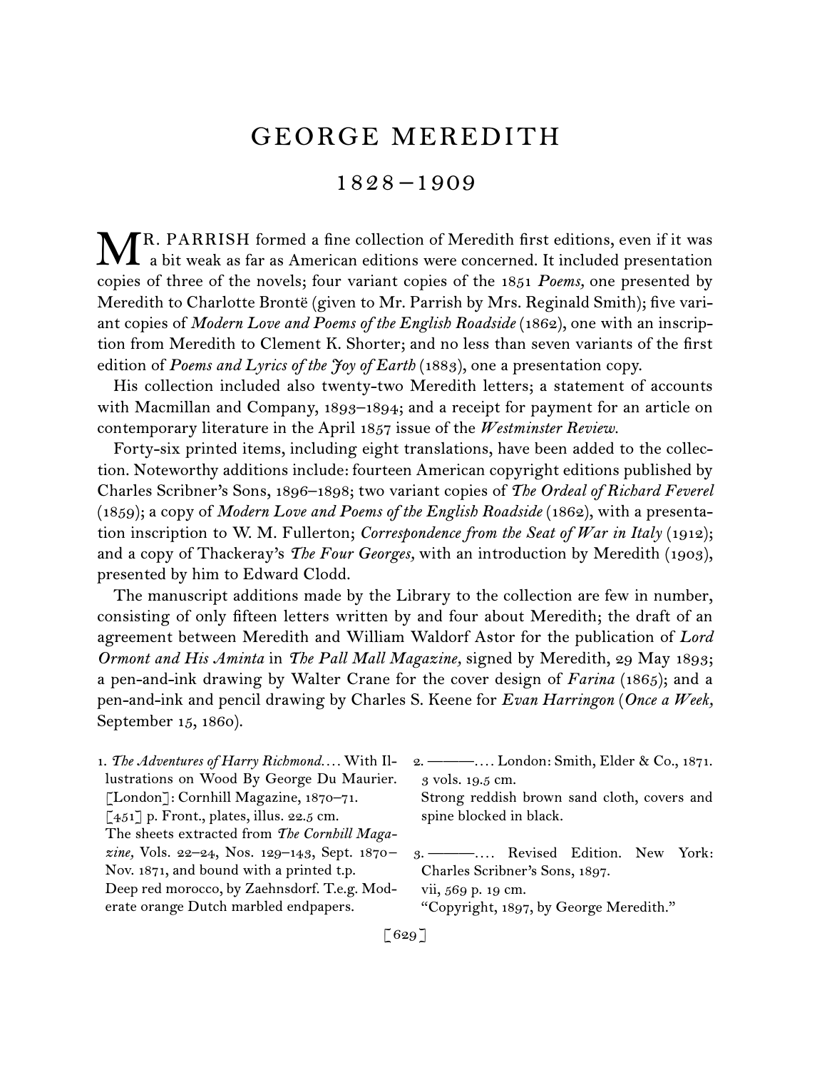# GEORGE MEREDITH

## 1828–1909

MR. PARRISH formed a fine collection of Meredith first editions, even if it was a bit weak as far as American editions were concerned. It included presentation copies of three of the novels; four variant copies of the 1851 *Poems,* one presented by Meredith to Charlotte Brontë (given to Mr. Parrish by Mrs. Reginald Smith); five variant copies of *Modern Love and Poems of the English Roadside* (1862), one with an inscription from Meredith to Clement K. Shorter; and no less than seven variants of the first edition of *Poems and Lyrics of the Joy of Earth* (1883), one a presentation copy.

His collection included also twenty-two Meredith letters; a statement of accounts with Macmillan and Company, 1893–1894; and a receipt for payment for an article on contemporary literature in the April 1857 issue of the *Westminster Review.*

Forty-six printed items, including eight translations, have been added to the collection. Noteworthy additions include: fourteen American copyright editions published by Charles Scribner's Sons, 1896–1898; two variant copies of *The Ordeal of Richard Feverel* (1859); a copy of *Modern Love and Poems of the English Roadside* (1862), with a presentation inscription to W. M. Fullerton; *Correspondence from the Seat of War in Italy* (1912); and a copy of Thackeray's *The Four Georges,* with an introduction by Meredith (1903), presented by him to Edward Clodd.

The manuscript additions made by the Library to the collection are few in number, consisting of only fifteen letters written by and four about Meredith; the draft of an agreement between Meredith and William Waldorf Astor for the publication of *Lord Ormont and His Aminta* in *The Pall Mall Magazine,* signed by Meredith, 29 May 1893; a pen-and-ink drawing by Walter Crane for the cover design of *Farina* (1865); and a pen-and-ink and pencil drawing by Charles S. Keene for *Evan Harringon* (*Once a Week,* September 15, 1860).

1. *The Adventures of Harry Richmond.* . . . With Illustrations on Wood By George Du Maurier. [London]: Cornhill Magazine, 1870–71.
[451] p. Front., plates, illus. 22.5 cm.
The sheets extracted from *The Cornhill Magazine,* Vols. 22–24, Nos. 129–143, Sept. 1870–Nov. 1871, and bound with a printed t.p.
Deep red morocco, by Zaehnsdorf. T.e.g. Moderate orange Dutch marbled endpapers.

2. ———. . . . London: Smith, Elder & Co., 1871.
3 vols. 19.5 cm.
Strong reddish brown sand cloth, covers and spine blocked in black.

3. ———. . . . Revised Edition. New York: Charles Scribner's Sons, 1897.
vii, 569 p. 19 cm.
"Copyright, 1897, by George Meredith."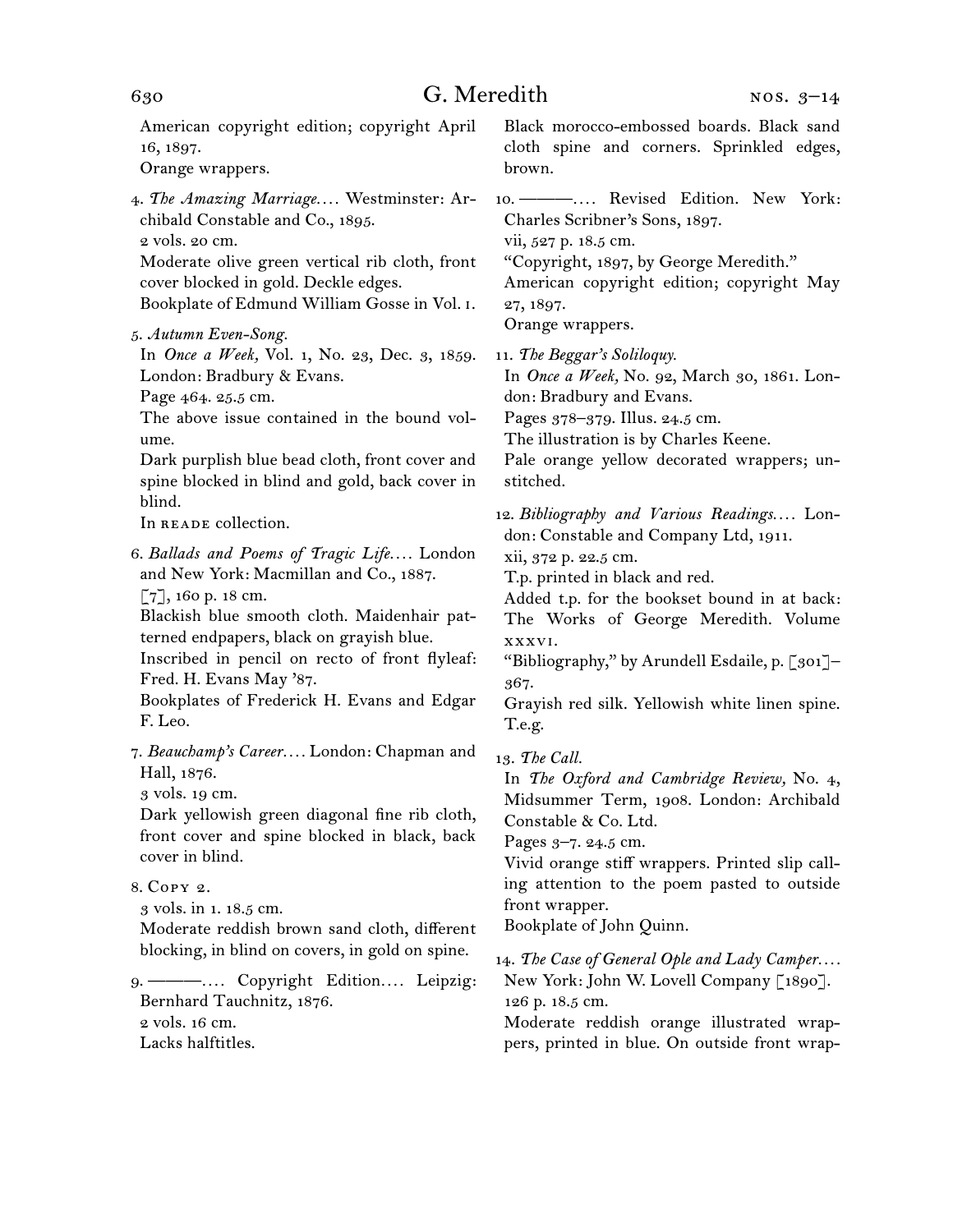American copyright edition; copyright April 16, 1897.
Orange wrappers.

4. *The Amazing Marriage. . . .* Westminster: Archibald Constable and Co., 1895.
2 vols. 20 cm.
Moderate olive green vertical rib cloth, front cover blocked in gold. Deckle edges.
Bookplate of Edmund William Gosse in Vol. 1.

5. *Autumn Even-Song.*
In *Once a Week,* Vol. 1, No. 23, Dec. 3, 1859. London: Bradbury & Evans.
Page 464. 25.5 cm.
The above issue contained in the bound volume.
Dark purplish blue bead cloth, front cover and spine blocked in blind and gold, back cover in blind.
In READE collection.

6. *Ballads and Poems of Tragic Life. . . .* London and New York: Macmillan and Co., 1887.
[7], 160 p. 18 cm.
Blackish blue smooth cloth. Maidenhair patterned endpapers, black on grayish blue.
Inscribed in pencil on recto of front flyleaf: Fred. H. Evans May '87.
Bookplates of Frederick H. Evans and Edgar F. Leo.

7. *Beauchamp's Career. . . .* London: Chapman and Hall, 1876.
3 vols. 19 cm.
Dark yellowish green diagonal fine rib cloth, front cover and spine blocked in black, back cover in blind.

8. COPY 2.
3 vols. in 1. 18.5 cm.
Moderate reddish brown sand cloth, different blocking, in blind on covers, in gold on spine.

9. ———. . . . Copyright Edition. . . . Leipzig: Bernhard Tauchnitz, 1876.
2 vols. 16 cm.
Lacks halftitles.
Black morocco-embossed boards. Black sand cloth spine and corners. Sprinkled edges, brown.

10. ———. . . . Revised Edition. New York: Charles Scribner's Sons, 1897.
vii, 527 p. 18.5 cm.
"Copyright, 1897, by George Meredith."
American copyright edition; copyright May 27, 1897.
Orange wrappers.

11. *The Beggar's Soliloquy.*
In *Once a Week,* No. 92, March 30, 1861. London: Bradbury and Evans.
Pages 378–379. Illus. 24.5 cm.
The illustration is by Charles Keene.
Pale orange yellow decorated wrappers; unstitched.

12. *Bibliography and Various Readings. . . .* London: Constable and Company Ltd, 1911.
xii, 372 p. 22.5 cm.
T.p. printed in black and red.
Added t.p. for the bookset bound in at back: The Works of George Meredith. Volume XXXVI.
"Bibliography," by Arundell Esdaile, p. [301]–367.
Grayish red silk. Yellowish white linen spine. T.e.g.

13. *The Call.*
In *The Oxford and Cambridge Review,* No. 4, Midsummer Term, 1908. London: Archibald Constable & Co. Ltd.
Pages 3–7. 24.5 cm.
Vivid orange stiff wrappers. Printed slip calling attention to the poem pasted to outside front wrapper.
Bookplate of John Quinn.

14. *The Case of General Ople and Lady Camper. . . .* New York: John W. Lovell Company [1890].
126 p. 18.5 cm.
Moderate reddish orange illustrated wrappers, printed in blue. On outside front wrap-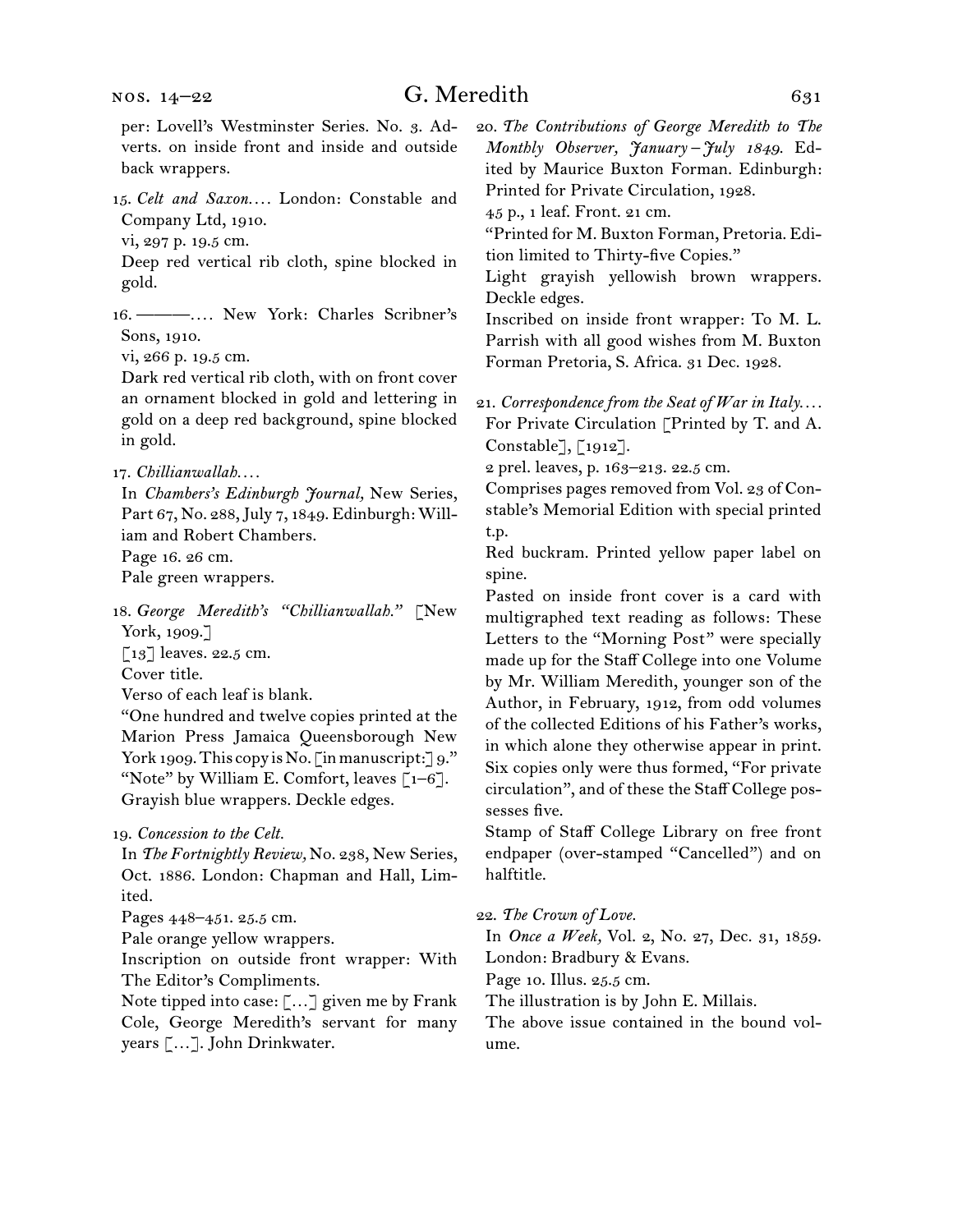per: Lovell's Westminster Series. No. 3. Adverts. on inside front and inside and outside back wrappers.

15. *Celt and Saxon.…* London: Constable and Company Ltd, 1910.
vi, 297 p. 19.5 cm.
Deep red vertical rib cloth, spine blocked in gold.

16. ———.… New York: Charles Scribner's Sons, 1910.
vi, 266 p. 19.5 cm.
Dark red vertical rib cloth, with on front cover an ornament blocked in gold and lettering in gold on a deep red background, spine blocked in gold.

17. *Chillianwallah.…*
In *Chambers's Edinburgh Journal,* New Series, Part 67, No. 288, July 7, 1849. Edinburgh: William and Robert Chambers.
Page 16. 26 cm.
Pale green wrappers.

18. *George Meredith's "Chillianwallah."* [New York, 1909.]
[13] leaves. 22.5 cm.
Cover title.
Verso of each leaf is blank.
"One hundred and twelve copies printed at the Marion Press Jamaica Queensborough New York 1909. This copy is No. [in manuscript:] 9."
"Note" by William E. Comfort, leaves [1–6].
Grayish blue wrappers. Deckle edges.

19. *Concession to the Celt.*
In *The Fortnightly Review,* No. 238, New Series, Oct. 1886. London: Chapman and Hall, Limited.
Pages 448–451. 25.5 cm.
Pale orange yellow wrappers.
Inscription on outside front wrapper: With The Editor's Compliments.
Note tipped into case: […] given me by Frank Cole, George Meredith's servant for many years […]. John Drinkwater.

20. *The Contributions of George Meredith to The Monthly Observer, January – July 1849.* Edited by Maurice Buxton Forman. Edinburgh: Printed for Private Circulation, 1928.
45 p., 1 leaf. Front. 21 cm.
"Printed for M. Buxton Forman, Pretoria. Edition limited to Thirty-five Copies."
Light grayish yellowish brown wrappers. Deckle edges.
Inscribed on inside front wrapper: To M. L. Parrish with all good wishes from M. Buxton Forman Pretoria, S. Africa. 31 Dec. 1928.

21. *Correspondence from the Seat of War in Italy.…* For Private Circulation [Printed by T. and A. Constable], [1912].
2 prel. leaves, p. 163–213. 22.5 cm.
Comprises pages removed from Vol. 23 of Constable's Memorial Edition with special printed t.p.
Red buckram. Printed yellow paper label on spine.
Pasted on inside front cover is a card with multigraphed text reading as follows: These Letters to the "Morning Post" were specially made up for the Staff College into one Volume by Mr. William Meredith, younger son of the Author, in February, 1912, from odd volumes of the collected Editions of his Father's works, in which alone they otherwise appear in print. Six copies only were thus formed, "For private circulation", and of these the Staff College possesses five.
Stamp of Staff College Library on free front endpaper (over-stamped "Cancelled") and on halftitle.

22. *The Crown of Love.*
In *Once a Week,* Vol. 2, No. 27, Dec. 31, 1859. London: Bradbury & Evans.
Page 10. Illus. 25.5 cm.
The illustration is by John E. Millais.
The above issue contained in the bound volume.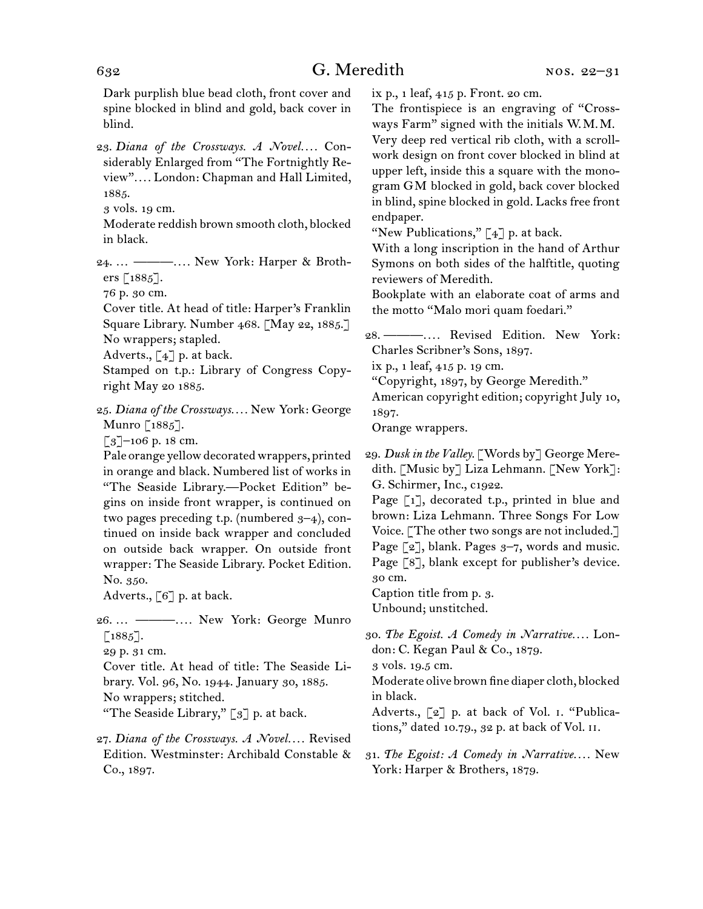Dark purplish blue bead cloth, front cover and spine blocked in blind and gold, back cover in blind.

23. *Diana of the Crossways. A Novel*.... Considerably Enlarged from "The Fortnightly Review".... London: Chapman and Hall Limited, 1885.
3 vols. 19 cm.
Moderate reddish brown smooth cloth, blocked in black.

24. ... ———.... New York: Harper & Brothers [1885].
76 p. 30 cm.
Cover title. At head of title: Harper's Franklin Square Library. Number 468. [May 22, 1885.]
No wrappers; stapled.
Adverts., [4] p. at back.
Stamped on t.p.: Library of Congress Copyright May 20 1885.

25. *Diana of the Crossways*.... New York: George Munro [1885].
[3]–106 p. 18 cm.
Pale orange yellow decorated wrappers, printed in orange and black. Numbered list of works in "The Seaside Library.—Pocket Edition" begins on inside front wrapper, is continued on two pages preceding t.p. (numbered 3–4), continued on inside back wrapper and concluded on outside back wrapper. On outside front wrapper: The Seaside Library. Pocket Edition. No. 350.
Adverts., [6] p. at back.

26. ... ———.... New York: George Munro [1885].
29 p. 31 cm.
Cover title. At head of title: The Seaside Library. Vol. 96, No. 1944. January 30, 1885.
No wrappers; stitched.
"The Seaside Library," [3] p. at back.

27. *Diana of the Crossways. A Novel*.... Revised Edition. Westminster: Archibald Constable & Co., 1897.
ix p., 1 leaf, 415 p. Front. 20 cm.
The frontispiece is an engraving of "Crossways Farm" signed with the initials W. M. M.
Very deep red vertical rib cloth, with a scrollwork design on front cover blocked in blind at upper left, inside this a square with the monogram GM blocked in gold, back cover blocked in blind, spine blocked in gold. Lacks free front endpaper.
"New Publications," [4] p. at back.
With a long inscription in the hand of Arthur Symons on both sides of the halftitle, quoting reviewers of Meredith.
Bookplate with an elaborate coat of arms and the motto "Malo mori quam foedari."

28. ———.... Revised Edition. New York: Charles Scribner's Sons, 1897.
ix p., 1 leaf, 415 p. 19 cm.
"Copyright, 1897, by George Meredith."
American copyright edition; copyright July 10, 1897.
Orange wrappers.

29. *Dusk in the Valley*. [Words by] George Meredith. [Music by] Liza Lehmann. [New York]: G. Schirmer, Inc., c1922.
Page [1], decorated t.p., printed in blue and brown: Liza Lehmann. Three Songs For Low Voice. [The other two songs are not included.] Page [2], blank. Pages 3–7, words and music. Page [8], blank except for publisher's device. 30 cm.
Caption title from p. 3.
Unbound; unstitched.

30. *The Egoist. A Comedy in Narrative*.... London: C. Kegan Paul & Co., 1879.
3 vols. 19.5 cm.
Moderate olive brown fine diaper cloth, blocked in black.
Adverts., [2] p. at back of Vol. I. "Publications," dated 10.79., 32 p. at back of Vol. II.

31. *The Egoist: A Comedy in Narrative*.... New York: Harper & Brothers, 1879.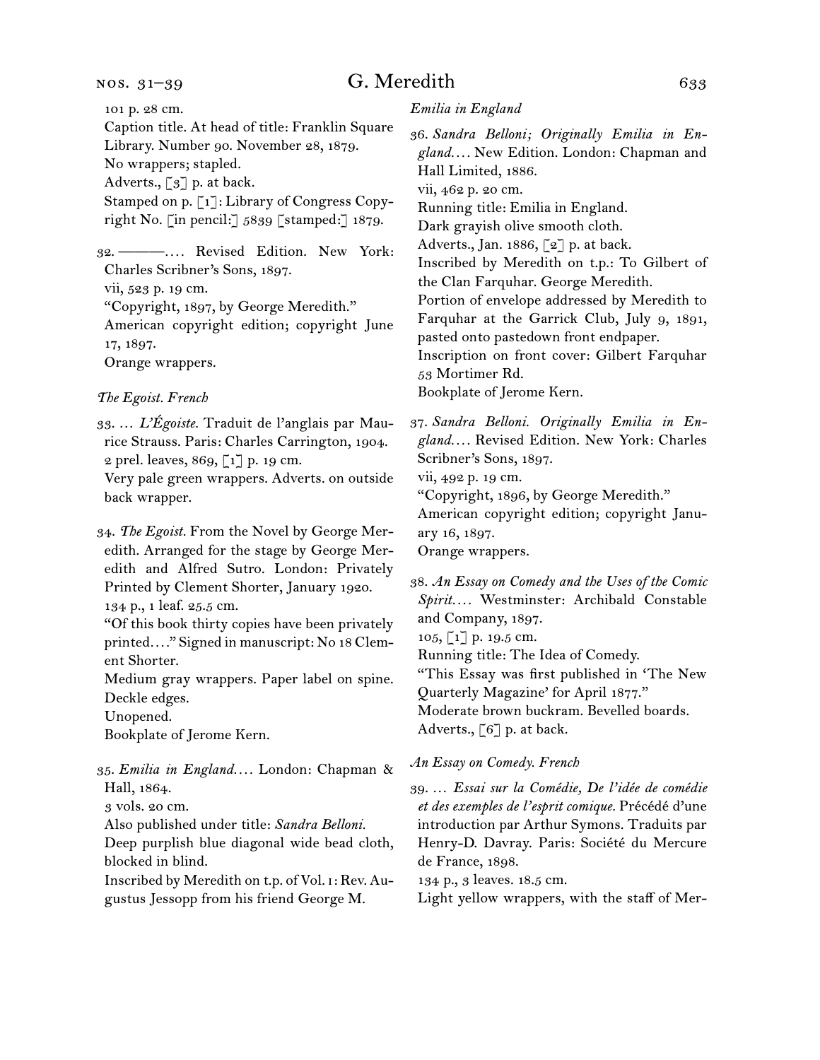101 p. 28 cm.
Caption title. At head of title: Franklin Square Library. Number 90. November 28, 1879.
No wrappers; stapled.
Adverts., [3] p. at back.
Stamped on p. [1]: Library of Congress Copyright No. [in pencil:] 5839 [stamped:] 1879.

32. ———. . . . Revised Edition. New York: Charles Scribner's Sons, 1897.
vii, 523 p. 19 cm.
"Copyright, 1897, by George Meredith."
American copyright edition; copyright June 17, 1897.
Orange wrappers.

*The Egoist. French*

33. . . . *L'Égoiste.* Traduit de l'anglais par Maurice Strauss. Paris: Charles Carrington, 1904.
2 prel. leaves, 869, [1] p. 19 cm.
Very pale green wrappers. Adverts. on outside back wrapper.

34. *The Egoist.* From the Novel by George Meredith. Arranged for the stage by George Meredith and Alfred Sutro. London: Privately Printed by Clement Shorter, January 1920.
134 p., 1 leaf. 25.5 cm.
"Of this book thirty copies have been privately printed. . . ." Signed in manuscript: No 18 Clement Shorter.
Medium gray wrappers. Paper label on spine. Deckle edges.
Unopened.
Bookplate of Jerome Kern.

35. *Emilia in England.* . . . London: Chapman & Hall, 1864.
3 vols. 20 cm.
Also published under title: *Sandra Belloni.*
Deep purplish blue diagonal wide bead cloth, blocked in blind.
Inscribed by Meredith on t.p. of Vol. 1: Rev. Augustus Jessopp from his friend George M.

*Emilia in England*

36. *Sandra Belloni; Originally Emilia in England.* . . . New Edition. London: Chapman and Hall Limited, 1886.
vii, 462 p. 20 cm.
Running title: Emilia in England.
Dark grayish olive smooth cloth.
Adverts., Jan. 1886, [2] p. at back.
Inscribed by Meredith on t.p.: To Gilbert of the Clan Farquhar. George Meredith.
Portion of envelope addressed by Meredith to Farquhar at the Garrick Club, July 9, 1891, pasted onto pastedown front endpaper.
Inscription on front cover: Gilbert Farquhar 53 Mortimer Rd.
Bookplate of Jerome Kern.

37. *Sandra Belloni. Originally Emilia in England.* . . . Revised Edition. New York: Charles Scribner's Sons, 1897.
vii, 492 p. 19 cm.
"Copyright, 1896, by George Meredith."
American copyright edition; copyright January 16, 1897.
Orange wrappers.

38. *An Essay on Comedy and the Uses of the Comic Spirit.* . . . Westminster: Archibald Constable and Company, 1897.
105, [1] p. 19.5 cm.
Running title: The Idea of Comedy.
"This Essay was first published in 'The New Quarterly Magazine' for April 1877."
Moderate brown buckram. Bevelled boards.
Adverts., [6] p. at back.

*An Essay on Comedy. French*

39. . . . *Essai sur la Comédie, De l'idée de comédie et des exemples de l'esprit comique.* Précédé d'une introduction par Arthur Symons. Traduits par Henry-D. Davray. Paris: Société du Mercure de France, 1898.
134 p., 3 leaves. 18.5 cm.
Light yellow wrappers, with the staff of Mer-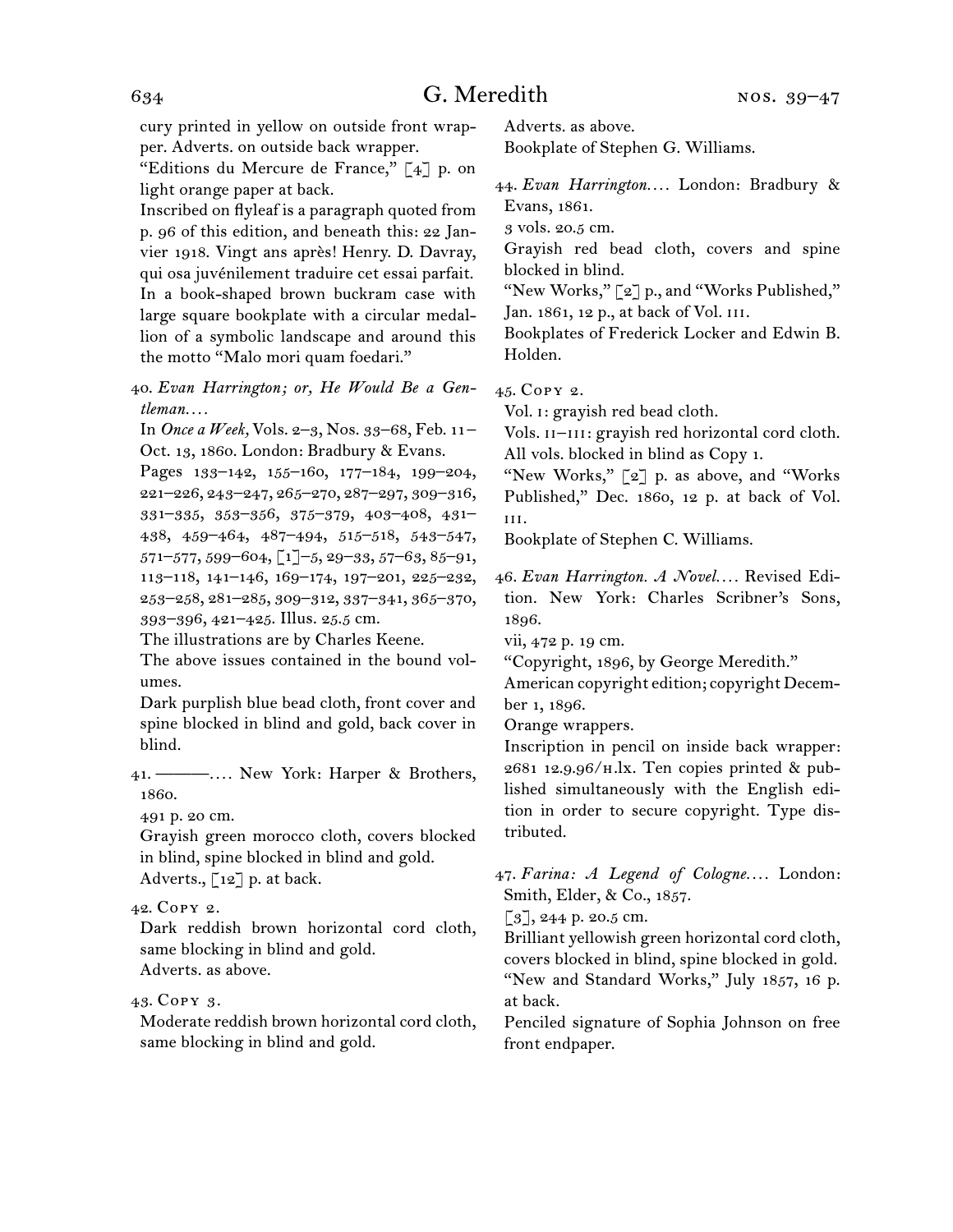cury printed in yellow on outside front wrapper. Adverts. on outside back wrapper.

"Editions du Mercure de France," [4] p. on light orange paper at back.

Inscribed on flyleaf is a paragraph quoted from p. 96 of this edition, and beneath this: 22 Janvier 1918. Vingt ans après! Henry. D. Davray, qui osa juvénilement traduire cet essai parfait.

In a book-shaped brown buckram case with large square bookplate with a circular medallion of a symbolic landscape and around this the motto "Malo mori quam foedari."

40. *Evan Harrington; or, He Would Be a Gentleman.…*

In *Once a Week,* Vols. 2–3, Nos. 33–68, Feb. 11–Oct. 13, 1860. London: Bradbury & Evans.

Pages 133–142, 155–160, 177–184, 199–204, 221–226, 243–247, 265–270, 287–297, 309–316, 331–335, 353–356, 375–379, 403–408, 431–438, 459–464, 487–494, 515–518, 543–547, 571–577, 599–604, [1]–5, 29–33, 57–63, 85–91, 113–118, 141–146, 169–174, 197–201, 225–232, 253–258, 281–285, 309–312, 337–341, 365–370, 393–396, 421–425. Illus. 25.5 cm.

The illustrations are by Charles Keene.

The above issues contained in the bound volumes.

Dark purplish blue bead cloth, front cover and spine blocked in blind and gold, back cover in blind.

41. ———.… New York: Harper & Brothers, 1860.

491 p. 20 cm.

Grayish green morocco cloth, covers blocked in blind, spine blocked in blind and gold.

Adverts., [12] p. at back.

42. Copy 2.

Dark reddish brown horizontal cord cloth, same blocking in blind and gold.

Adverts. as above.

43. Copy 3.

Moderate reddish brown horizontal cord cloth, same blocking in blind and gold.

Adverts. as above.

Bookplate of Stephen G. Williams.

44. *Evan Harrington.…* London: Bradbury & Evans, 1861.

3 vols. 20.5 cm.

Grayish red bead cloth, covers and spine blocked in blind.

"New Works," [2] p., and "Works Published," Jan. 1861, 12 p., at back of Vol. III.

Bookplates of Frederick Locker and Edwin B. Holden.

45. Copy 2.

Vol. I: grayish red bead cloth.

Vols. II–III: grayish red horizontal cord cloth.

All vols. blocked in blind as Copy 1.

"New Works," [2] p. as above, and "Works Published," Dec. 1860, 12 p. at back of Vol. III.

Bookplate of Stephen C. Williams.

46. *Evan Harrington. A Novel.…* Revised Edition. New York: Charles Scribner's Sons, 1896.

vii, 472 p. 19 cm.

"Copyright, 1896, by George Meredith."

American copyright edition; copyright December 1, 1896.

Orange wrappers.

Inscription in pencil on inside back wrapper: 2681 12.9.96/H.lx. Ten copies printed & published simultaneously with the English edition in order to secure copyright. Type distributed.

47. *Farina: A Legend of Cologne.…* London: Smith, Elder, & Co., 1857.

[3], 244 p. 20.5 cm.

Brilliant yellowish green horizontal cord cloth, covers blocked in blind, spine blocked in gold.

"New and Standard Works," July 1857, 16 p. at back.

Penciled signature of Sophia Johnson on free front endpaper.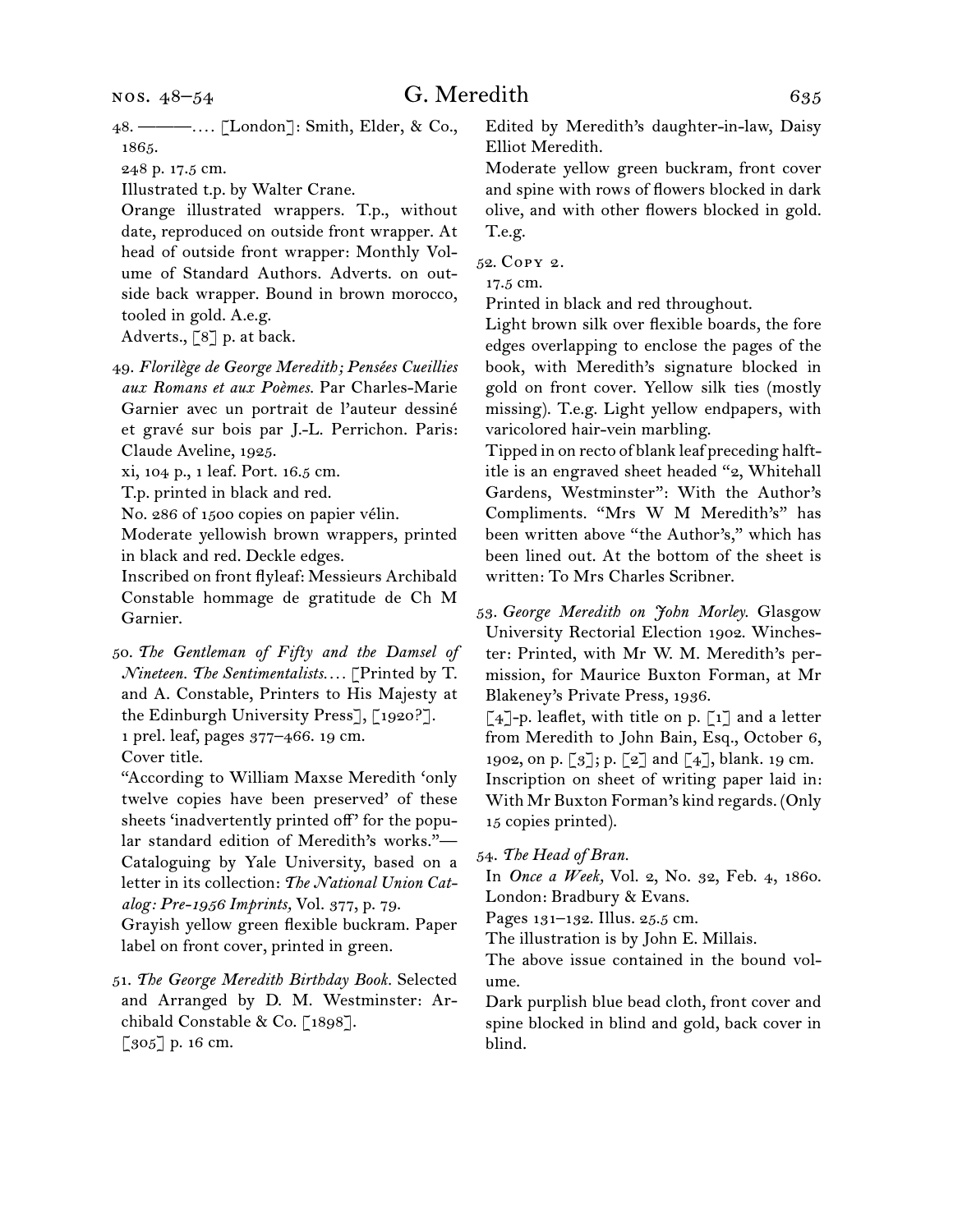48. ———.… [London]: Smith, Elder, & Co., 1865.

248 p. 17.5 cm.

Illustrated t.p. by Walter Crane.

Orange illustrated wrappers. T.p., without date, reproduced on outside front wrapper. At head of outside front wrapper: Monthly Volume of Standard Authors. Adverts. on outside back wrapper. Bound in brown morocco, tooled in gold. A.e.g.

Adverts., [8] p. at back.

49. *Florilège de George Meredith; Pensées Cueillies aux Romans et aux Poèmes.* Par Charles-Marie Garnier avec un portrait de l'auteur dessiné et gravé sur bois par J.-L. Perrichon. Paris: Claude Aveline, 1925.

xi, 104 p., 1 leaf. Port. 16.5 cm.

T.p. printed in black and red.

No. 286 of 1500 copies on papier vélin.

Moderate yellowish brown wrappers, printed in black and red. Deckle edges.

Inscribed on front flyleaf: Messieurs Archibald Constable hommage de gratitude de Ch M Garnier.

50. *The Gentleman of Fifty and the Damsel of Nineteen. The Sentimentalists.*… [Printed by T. and A. Constable, Printers to His Majesty at the Edinburgh University Press], [1920?].

1 prel. leaf, pages 377–466. 19 cm.

Cover title.

"According to William Maxse Meredith 'only twelve copies have been preserved' of these sheets 'inadvertently printed off' for the popular standard edition of Meredith's works."—Cataloguing by Yale University, based on a letter in its collection: *The National Union Catalog: Pre-1956 Imprints,* Vol. 377, p. 79.

Grayish yellow green flexible buckram. Paper label on front cover, printed in green.

51. *The George Meredith Birthday Book.* Selected and Arranged by D. M. Westminster: Archibald Constable & Co. [1898].

[305] p. 16 cm.

Edited by Meredith's daughter-in-law, Daisy Elliot Meredith.

Moderate yellow green buckram, front cover and spine with rows of flowers blocked in dark olive, and with other flowers blocked in gold. T.e.g.

52. Copy 2.

17.5 cm.

Printed in black and red throughout.

Light brown silk over flexible boards, the fore edges overlapping to enclose the pages of the book, with Meredith's signature blocked in gold on front cover. Yellow silk ties (mostly missing). T.e.g. Light yellow endpapers, with varicolored hair-vein marbling.

Tipped in on recto of blank leaf preceding halftitle is an engraved sheet headed "2, Whitehall Gardens, Westminster": With the Author's Compliments. "Mrs W M Meredith's" has been written above "the Author's," which has been lined out. At the bottom of the sheet is written: To Mrs Charles Scribner.

53. *George Meredith on John Morley.* Glasgow University Rectorial Election 1902. Winchester: Printed, with Mr W. M. Meredith's permission, for Maurice Buxton Forman, at Mr Blakeney's Private Press, 1936.

[4]-p. leaflet, with title on p. [1] and a letter from Meredith to John Bain, Esq., October 6, 1902, on p. [3]; p. [2] and [4], blank. 19 cm.

Inscription on sheet of writing paper laid in: With Mr Buxton Forman's kind regards. (Only 15 copies printed).

54. *The Head of Bran.*

In *Once a Week,* Vol. 2, No. 32, Feb. 4, 1860. London: Bradbury & Evans.

Pages 131–132. Illus. 25.5 cm.

The illustration is by John E. Millais.

The above issue contained in the bound volume.

Dark purplish blue bead cloth, front cover and spine blocked in blind and gold, back cover in blind.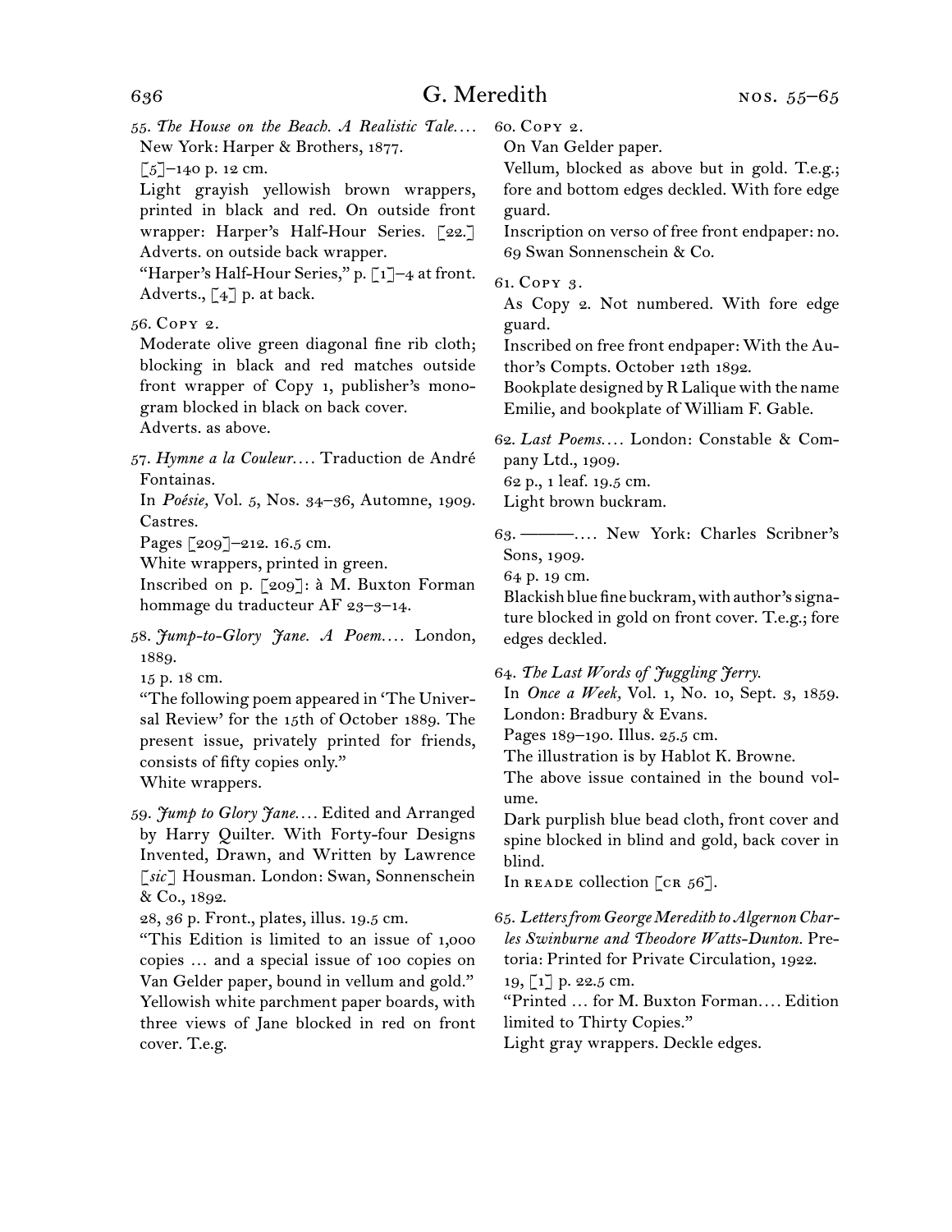55. *The House on the Beach. A Realistic Tale.…* New York: Harper & Brothers, 1877.
[5]–140 p. 12 cm.
Light grayish yellowish brown wrappers, printed in black and red. On outside front wrapper: Harper's Half-Hour Series. [22.] Adverts. on outside back wrapper.
"Harper's Half-Hour Series," p. [1]–4 at front. Adverts., [4] p. at back.

56. Copy 2.
Moderate olive green diagonal fine rib cloth; blocking in black and red matches outside front wrapper of Copy 1, publisher's monogram blocked in black on back cover.
Adverts. as above.

57. *Hymne a la Couleur.…* Traduction de André Fontainas.
In *Poésie,* Vol. 5, Nos. 34–36, Automne, 1909. Castres.
Pages [209]–212. 16.5 cm.
White wrappers, printed in green.
Inscribed on p. [209]: à M. Buxton Forman hommage du traducteur AF 23–3–14.

58. *Jump-to-Glory Jane. A Poem.…* London, 1889.
15 p. 18 cm.
"The following poem appeared in 'The Universal Review' for the 15th of October 1889. The present issue, privately printed for friends, consists of fifty copies only."
White wrappers.

59. *Jump to Glory Jane.…* Edited and Arranged by Harry Quilter. With Forty-four Designs Invented, Drawn, and Written by Lawrence [*sic*] Housman. London: Swan, Sonnenschein & Co., 1892.
28, 36 p. Front., plates, illus. 19.5 cm.
"This Edition is limited to an issue of 1,000 copies … and a special issue of 100 copies on Van Gelder paper, bound in vellum and gold."
Yellowish white parchment paper boards, with three views of Jane blocked in red on front cover. T.e.g.

60. Copy 2.
On Van Gelder paper.
Vellum, blocked as above but in gold. T.e.g.; fore and bottom edges deckled. With fore edge guard.
Inscription on verso of free front endpaper: no. 69 Swan Sonnenschein & Co.

61. Copy 3.
As Copy 2. Not numbered. With fore edge guard.
Inscribed on free front endpaper: With the Author's Compts. October 12th 1892.
Bookplate designed by R Lalique with the name Emilie, and bookplate of William F. Gable.

62. *Last Poems.…* London: Constable & Company Ltd., 1909.
62 p., 1 leaf. 19.5 cm.
Light brown buckram.

63. ———.… New York: Charles Scribner's Sons, 1909.
64 p. 19 cm.
Blackish blue fine buckram, with author's signature blocked in gold on front cover. T.e.g.; fore edges deckled.

64. *The Last Words of Juggling Jerry.*
In *Once a Week,* Vol. 1, No. 10, Sept. 3, 1859. London: Bradbury & Evans.
Pages 189–190. Illus. 25.5 cm.
The illustration is by Hablot K. Browne.
The above issue contained in the bound volume.
Dark purplish blue bead cloth, front cover and spine blocked in blind and gold, back cover in blind.
In Reade collection [CR 56].

65. *Letters from George Meredith to Algernon Charles Swinburne and Theodore Watts-Dunton.* Pretoria: Printed for Private Circulation, 1922.
19, [1] p. 22.5 cm.
"Printed … for M. Buxton Forman.… Edition limited to Thirty Copies."
Light gray wrappers. Deckle edges.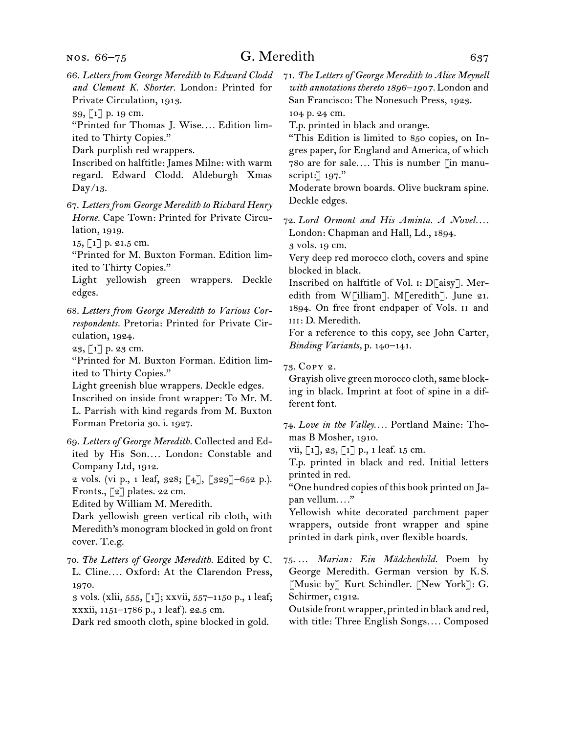66. *Letters from George Meredith to Edward Clodd and Clement K. Shorter.* London: Printed for Private Circulation, 1913.
39, [1] p. 19 cm.
"Printed for Thomas J. Wise.... Edition limited to Thirty Copies."
Dark purplish red wrappers.
Inscribed on halftitle: James Milne: with warm regard. Edward Clodd. Aldeburgh Xmas Day/13.

67. *Letters from George Meredith to Richard Henry Horne.* Cape Town: Printed for Private Circulation, 1919.
15, [1] p. 21.5 cm.
"Printed for M. Buxton Forman. Edition limited to Thirty Copies."
Light yellowish green wrappers. Deckle edges.

68. *Letters from George Meredith to Various Correspondents.* Pretoria: Printed for Private Circulation, 1924.
23, [1] p. 23 cm.
"Printed for M. Buxton Forman. Edition limited to Thirty Copies."
Light greenish blue wrappers. Deckle edges.
Inscribed on inside front wrapper: To Mr. M. L. Parrish with kind regards from M. Buxton Forman Pretoria 30. i. 1927.

69. *Letters of George Meredith.* Collected and Edited by His Son.... London: Constable and Company Ltd, 1912.
2 vols. (vi p., 1 leaf, 328; [4], [329]–652 p.). Fronts., [2] plates. 22 cm.
Edited by William M. Meredith.
Dark yellowish green vertical rib cloth, with Meredith's monogram blocked in gold on front cover. T.e.g.

70. *The Letters of George Meredith.* Edited by C. L. Cline.... Oxford: At the Clarendon Press, 1970.
3 vols. (xlii, 555, [1]; xxvii, 557–1150 p., 1 leaf; xxxii, 1151–1786 p., 1 leaf). 22.5 cm.
Dark red smooth cloth, spine blocked in gold.

71. *The Letters of George Meredith to Alice Meynell with annotations thereto 1896–1907.* London and San Francisco: The Nonesuch Press, 1923.
104 p. 24 cm.
T.p. printed in black and orange.
"This Edition is limited to 850 copies, on Ingres paper, for England and America, of which 780 are for sale.... This is number [in manuscript:] 197."
Moderate brown boards. Olive buckram spine. Deckle edges.

72. *Lord Ormont and His Aminta. A Novel....* London: Chapman and Hall, Ld., 1894.
3 vols. 19 cm.
Very deep red morocco cloth, covers and spine blocked in black.
Inscribed on halftitle of Vol. I: D[aisy]. Meredith from W[illiam]. M[eredith]. June 21. 1894. On free front endpaper of Vols. II and III: D. Meredith.
For a reference to this copy, see John Carter, *Binding Variants,* p. 140–141.

73. Copy 2.
Grayish olive green morocco cloth, same blocking in black. Imprint at foot of spine in a different font.

74. *Love in the Valley....* Portland Maine: Thomas B Mosher, 1910.
vii, [1], 23, [1] p., 1 leaf. 15 cm.
T.p. printed in black and red. Initial letters printed in red.
"One hundred copies of this book printed on Japan vellum...."
Yellowish white decorated parchment paper wrappers, outside front wrapper and spine printed in dark pink, over flexible boards.

75. ... *Marian: Ein Mädchenbild.* Poem by George Meredith. German version by K.S. [Music by] Kurt Schindler. [New York]: G. Schirmer, c1912.
Outside front wrapper, printed in black and red, with title: Three English Songs.... Composed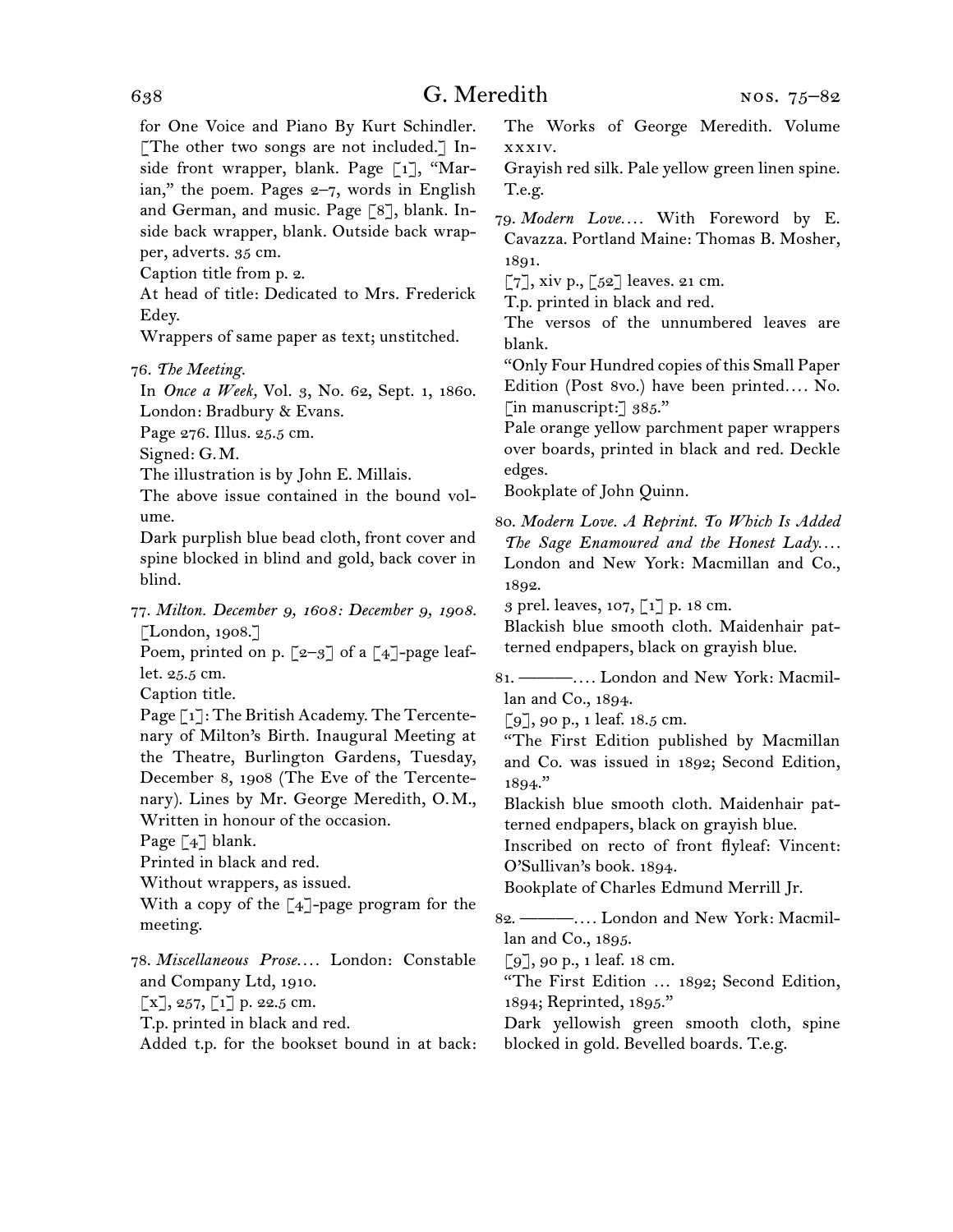for One Voice and Piano By Kurt Schindler. [The other two songs are not included.] Inside front wrapper, blank. Page [1], “Marian,” the poem. Pages 2–7, words in English and German, and music. Page [8], blank. Inside back wrapper, blank. Outside back wrapper, adverts. 35 cm.

Caption title from p. 2.

At head of title: Dedicated to Mrs. Frederick Edey.

Wrappers of same paper as text; unstitched.

76. *The Meeting.*

In *Once a Week,* Vol. 3, No. 62, Sept. 1, 1860. London: Bradbury & Evans.

Page 276. Illus. 25.5 cm.

Signed: G. M.

The illustration is by John E. Millais.

The above issue contained in the bound volume.

Dark purplish blue bead cloth, front cover and spine blocked in blind and gold, back cover in blind.

77. *Milton. December 9, 1608: December 9, 1908.* [London, 1908.]

Poem, printed on p. [2–3] of a [4]-page leaflet. 25.5 cm.

Caption title.

Page [1]: The British Academy. The Tercentenary of Milton’s Birth. Inaugural Meeting at the Theatre, Burlington Gardens, Tuesday, December 8, 1908 (The Eve of the Tercentenary). Lines by Mr. George Meredith, O. M., Written in honour of the occasion.

Page [4] blank.

Printed in black and red.

Without wrappers, as issued.

With a copy of the [4]-page program for the meeting.

78. *Miscellaneous Prose. . . .* London: Constable and Company Ltd, 1910.

[x], 257, [1] p. 22.5 cm.

T.p. printed in black and red.

Added t.p. for the bookset bound in at back: The Works of George Meredith. Volume xxxiv.

Grayish red silk. Pale yellow green linen spine. T.e.g.

79. *Modern Love. . . .* With Foreword by E. Cavazza. Portland Maine: Thomas B. Mosher, 1891.

[7], xiv p., [52] leaves. 21 cm.

T.p. printed in black and red.

The versos of the unnumbered leaves are blank.

“Only Four Hundred copies of this Small Paper Edition (Post 8vo.) have been printed. . . . No. [in manuscript:] 385.”

Pale orange yellow parchment paper wrappers over boards, printed in black and red. Deckle edges.

Bookplate of John Quinn.

80. *Modern Love. A Reprint. To Which Is Added The Sage Enamoured and the Honest Lady. . . .* London and New York: Macmillan and Co., 1892.

3 prel. leaves, 107, [1] p. 18 cm.

Blackish blue smooth cloth. Maidenhair patterned endpapers, black on grayish blue.

81. ———. . . . London and New York: Macmillan and Co., 1894.

[9], 90 p., 1 leaf. 18.5 cm.

“The First Edition published by Macmillan and Co. was issued in 1892; Second Edition, 1894.”

Blackish blue smooth cloth. Maidenhair patterned endpapers, black on grayish blue.

Inscribed on recto of front flyleaf: Vincent: O’Sullivan’s book. 1894.

Bookplate of Charles Edmund Merrill Jr.

82. ———. . . . London and New York: Macmillan and Co., 1895.

[9], 90 p., 1 leaf. 18 cm.

“The First Edition … 1892; Second Edition, 1894; Reprinted, 1895.”

Dark yellowish green smooth cloth, spine blocked in gold. Bevelled boards. T.e.g.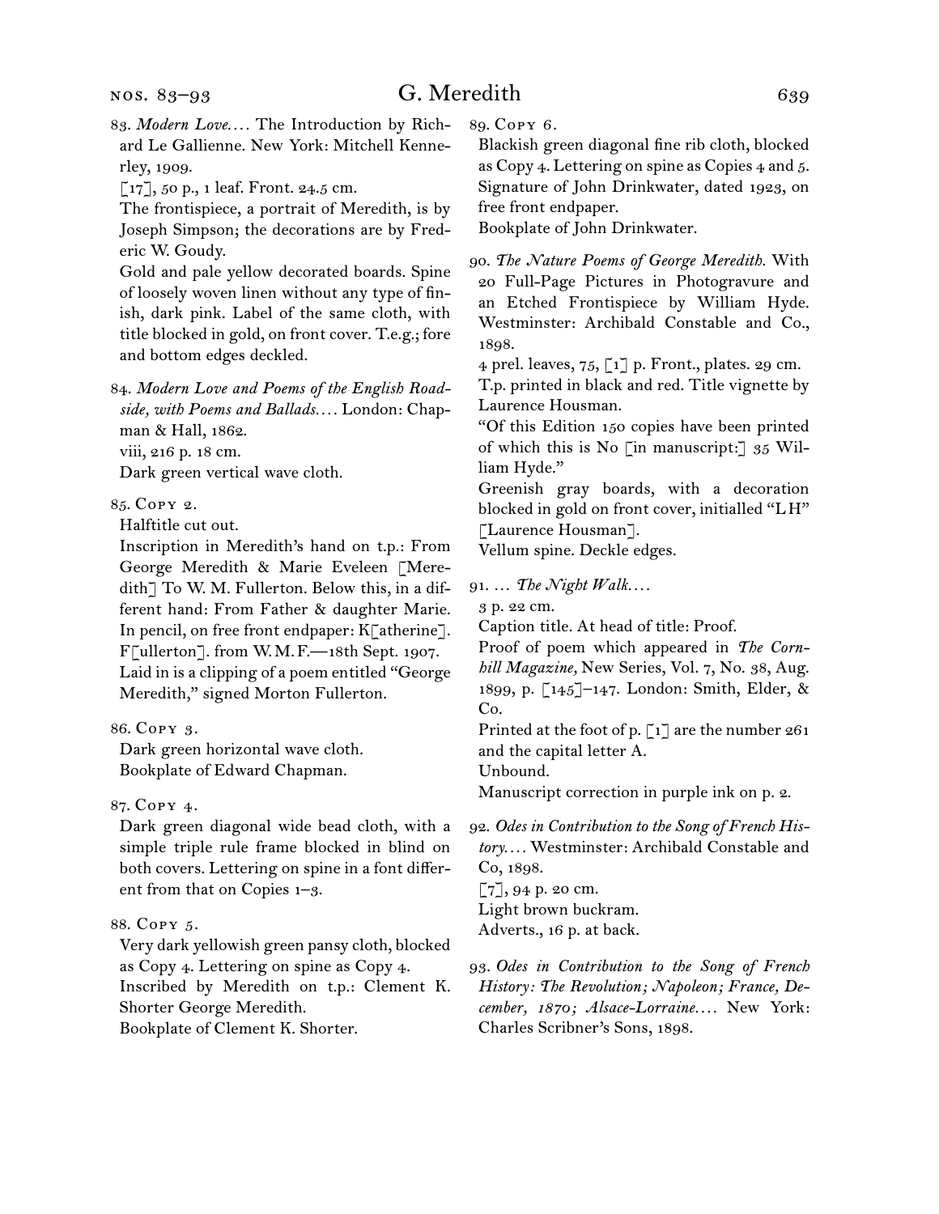83. *Modern Love.* . . . The Introduction by Richard Le Gallienne. New York: Mitchell Kennerley, 1909.

[17], 50 p., 1 leaf. Front. 24.5 cm.

The frontispiece, a portrait of Meredith, is by Joseph Simpson; the decorations are by Frederic W. Goudy.

Gold and pale yellow decorated boards. Spine of loosely woven linen without any type of finish, dark pink. Label of the same cloth, with title blocked in gold, on front cover. T.e.g.; fore and bottom edges deckled.

84. *Modern Love and Poems of the English Roadside, with Poems and Ballads.* . . . London: Chapman & Hall, 1862.

viii, 216 p. 18 cm.

Dark green vertical wave cloth.

85. Copy 2.

Halftitle cut out.

Inscription in Meredith's hand on t.p.: From George Meredith & Marie Eveleen [Meredith] To W. M. Fullerton. Below this, in a different hand: From Father & daughter Marie. In pencil, on free front endpaper: K[atherine]. F[ullerton]. from W. M. F.—18th Sept. 1907.

Laid in is a clipping of a poem entitled "George Meredith," signed Morton Fullerton.

86. Copy 3.

Dark green horizontal wave cloth.

Bookplate of Edward Chapman.

87. Copy 4.

Dark green diagonal wide bead cloth, with a simple triple rule frame blocked in blind on both covers. Lettering on spine in a font different from that on Copies 1–3.

88. Copy 5.

Very dark yellowish green pansy cloth, blocked as Copy 4. Lettering on spine as Copy 4.

Inscribed by Meredith on t.p.: Clement K. Shorter George Meredith.

Bookplate of Clement K. Shorter.

89. Copy 6.

Blackish green diagonal fine rib cloth, blocked as Copy 4. Lettering on spine as Copies 4 and 5.

Signature of John Drinkwater, dated 1923, on free front endpaper.

Bookplate of John Drinkwater.

90. *The Nature Poems of George Meredith.* With 20 Full-Page Pictures in Photogravure and an Etched Frontispiece by William Hyde. Westminster: Archibald Constable and Co., 1898.

4 prel. leaves, 75, [1] p. Front., plates. 29 cm.

T.p. printed in black and red. Title vignette by Laurence Housman.

"Of this Edition 150 copies have been printed of which this is No [in manuscript:] 35 William Hyde."

Greenish gray boards, with a decoration blocked in gold on front cover, initialled "LH" [Laurence Housman].

Vellum spine. Deckle edges.

91. . . . *The Night Walk.* . . .

3 p. 22 cm.

Caption title. At head of title: Proof.

Proof of poem which appeared in *The Cornhill Magazine,* New Series, Vol. 7, No. 38, Aug. 1899, p. [145]–147. London: Smith, Elder, & Co.

Printed at the foot of p. [1] are the number 261 and the capital letter A.

Unbound.

Manuscript correction in purple ink on p. 2.

92. *Odes in Contribution to the Song of French History.* . . . Westminster: Archibald Constable and Co, 1898.

[7], 94 p. 20 cm.

Light brown buckram.

Adverts., 16 p. at back.

93. *Odes in Contribution to the Song of French History: The Revolution; Napoleon; France, December, 1870; Alsace-Lorraine.* . . . New York: Charles Scribner's Sons, 1898.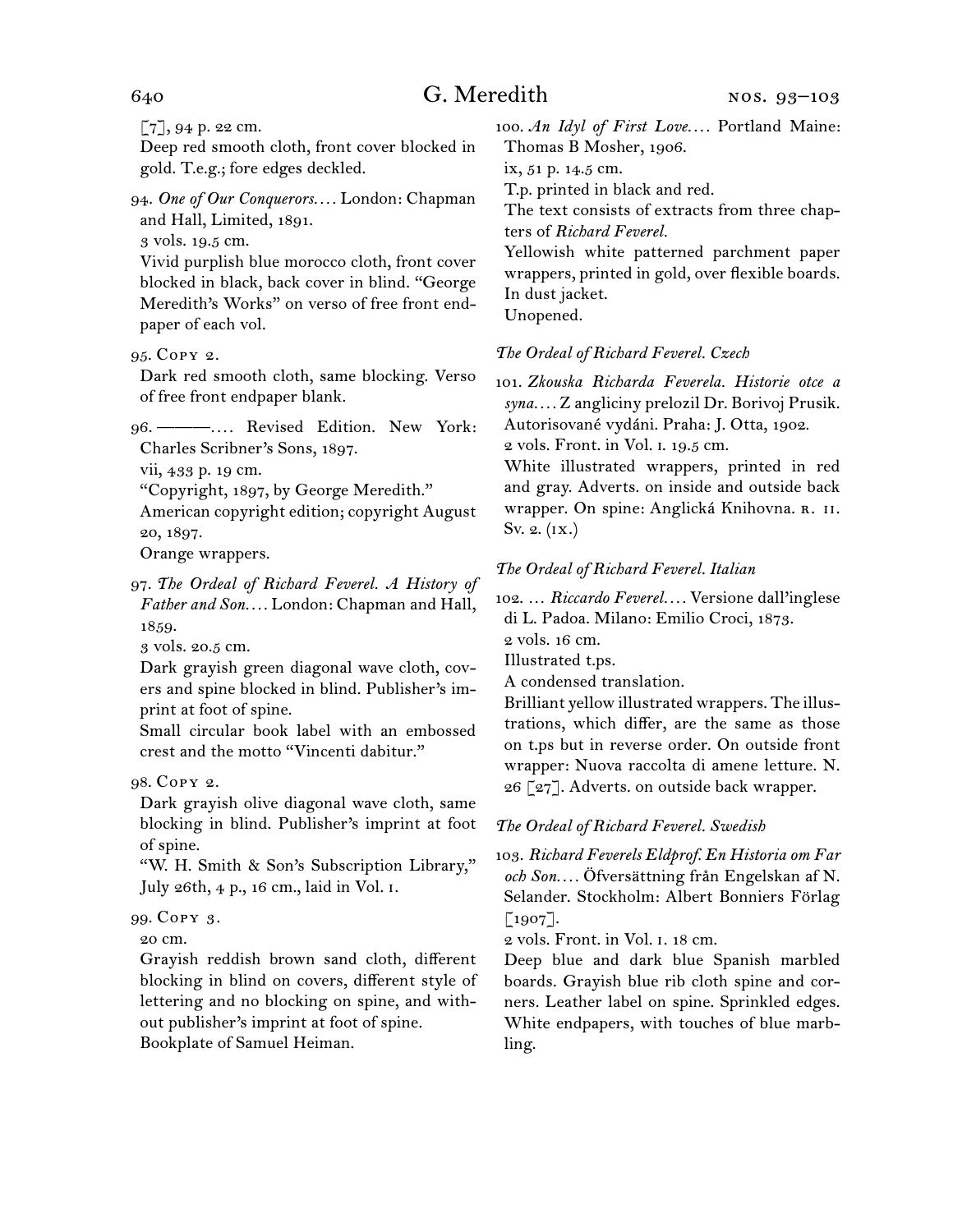[7], 94 p. 22 cm.

Deep red smooth cloth, front cover blocked in gold. T.e.g.; fore edges deckled.

94. *One of Our Conquerors*. . . . London: Chapman and Hall, Limited, 1891.

3 vols. 19.5 cm.

Vivid purplish blue morocco cloth, front cover blocked in black, back cover in blind. "George Meredith's Works" on verso of free front endpaper of each vol.

95. Copy 2.

Dark red smooth cloth, same blocking. Verso of free front endpaper blank.

96. ———. . . . Revised Edition. New York: Charles Scribner's Sons, 1897.

vii, 433 p. 19 cm.

"Copyright, 1897, by George Meredith."

American copyright edition; copyright August 20, 1897.

Orange wrappers.

97. *The Ordeal of Richard Feverel. A History of Father and Son*. . . . London: Chapman and Hall, 1859.

3 vols. 20.5 cm.

Dark grayish green diagonal wave cloth, covers and spine blocked in blind. Publisher's imprint at foot of spine.

Small circular book label with an embossed crest and the motto "Vincenti dabitur."

98. Copy 2.

Dark grayish olive diagonal wave cloth, same blocking in blind. Publisher's imprint at foot of spine.

"W. H. Smith & Son's Subscription Library," July 26th, 4 p., 16 cm., laid in Vol. i.

99. Copy 3.

20 cm.

Grayish reddish brown sand cloth, different blocking in blind on covers, different style of lettering and no blocking on spine, and without publisher's imprint at foot of spine.

Bookplate of Samuel Heiman.

100. *An Idyl of First Love*. . . . Portland Maine: Thomas B Mosher, 1906.

ix, 51 p. 14.5 cm.

T.p. printed in black and red.

The text consists of extracts from three chapters of *Richard Feverel*.

Yellowish white patterned parchment paper wrappers, printed in gold, over flexible boards. In dust jacket.

Unopened.

### *The Ordeal of Richard Feverel. Czech*

101. *Zkouska Richarda Feverela. Historie otce a syna*. . . . Z angliciny prelozil Dr. Borivoj Prusik. Autorisované vydáni. Praha: J. Otta, 1902.

2 vols. Front. in Vol. i. 19.5 cm.

White illustrated wrappers, printed in red and gray. Adverts. on inside and outside back wrapper. On spine: Anglická Knihovna. r. ii. Sv. 2. (ix.)

### *The Ordeal of Richard Feverel. Italian*

102. . . . *Riccardo Feverel*. . . . Versione dall'inglese di L. Padoa. Milano: Emilio Croci, 1873.

2 vols. 16 cm.

Illustrated t.ps.

A condensed translation.

Brilliant yellow illustrated wrappers. The illustrations, which differ, are the same as those on t.ps but in reverse order. On outside front wrapper: Nuova raccolta di amene letture. N. 26 [27]. Adverts. on outside back wrapper.

### *The Ordeal of Richard Feverel. Swedish*

103. *Richard Feverels Eldprof. En Historia om Far och Son*. . . . Öfversättning från Engelskan af N. Selander. Stockholm: Albert Bonniers Förlag [1907].

2 vols. Front. in Vol. i. 18 cm.

Deep blue and dark blue Spanish marbled boards. Grayish blue rib cloth spine and corners. Leather label on spine. Sprinkled edges. White endpapers, with touches of blue marbling.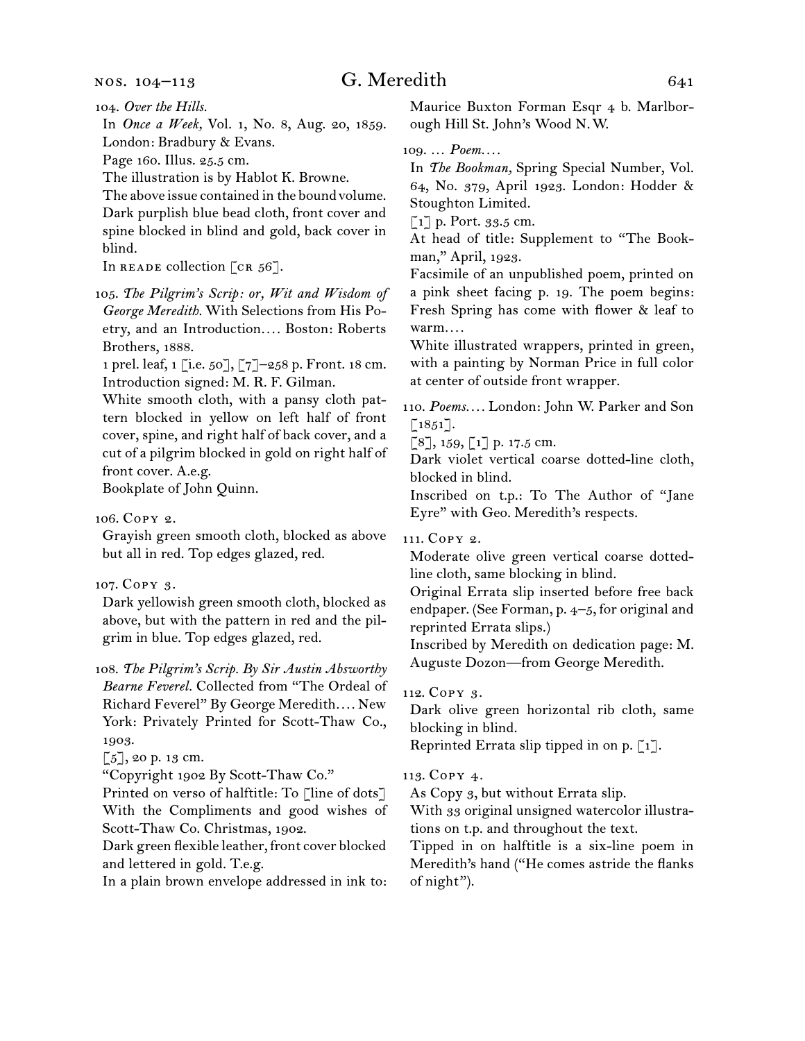104. *Over the Hills.*

In *Once a Week,* Vol. 1, No. 8, Aug. 20, 1859. London: Bradbury & Evans.

Page 160. Illus. 25.5 cm.

The illustration is by Hablot K. Browne.

The above issue contained in the bound volume. Dark purplish blue bead cloth, front cover and spine blocked in blind and gold, back cover in blind.

In READE collection [CR 56].

105. *The Pilgrim's Scrip: or, Wit and Wisdom of George Meredith.* With Selections from His Poetry, and an Introduction.... Boston: Roberts Brothers, 1888.

1 prel. leaf, 1 [i.e. 50], [7]–258 p. Front. 18 cm.

Introduction signed: M. R. F. Gilman.

White smooth cloth, with a pansy cloth pattern blocked in yellow on left half of front cover, spine, and right half of back cover, and a cut of a pilgrim blocked in gold on right half of front cover. A.e.g.

Bookplate of John Quinn.

106. Copy 2.

Grayish green smooth cloth, blocked as above but all in red. Top edges glazed, red.

107. Copy 3.

Dark yellowish green smooth cloth, blocked as above, but with the pattern in red and the pilgrim in blue. Top edges glazed, red.

108. *The Pilgrim's Scrip. By Sir Austin Absworthy Bearne Feverel.* Collected from "The Ordeal of Richard Feverel" By George Meredith.... New York: Privately Printed for Scott-Thaw Co., 1903.

[5], 20 p. 13 cm.

"Copyright 1902 By Scott-Thaw Co."

Printed on verso of halftitle: To [line of dots] With the Compliments and good wishes of Scott-Thaw Co. Christmas, 1902.

Dark green flexible leather, front cover blocked and lettered in gold. T.e.g.

In a plain brown envelope addressed in ink to: Maurice Buxton Forman Esqr 4 b. Marlborough Hill St. John's Wood N.W.

109. ... *Poem....*

In *The Bookman,* Spring Special Number, Vol. 64, No. 379, April 1923. London: Hodder & Stoughton Limited.

[1] p. Port. 33.5 cm.

At head of title: Supplement to "The Bookman," April, 1923.

Facsimile of an unpublished poem, printed on a pink sheet facing p. 19. The poem begins: Fresh Spring has come with flower & leaf to warm....

White illustrated wrappers, printed in green, with a painting by Norman Price in full color at center of outside front wrapper.

110. *Poems....* London: John W. Parker and Son [1851].

[8], 159, [1] p. 17.5 cm.

Dark violet vertical coarse dotted-line cloth, blocked in blind.

Inscribed on t.p.: To The Author of "Jane Eyre" with Geo. Meredith's respects.

111. Copy 2.

Moderate olive green vertical coarse dotted-line cloth, same blocking in blind.

Original Errata slip inserted before free back endpaper. (See Forman, p. 4–5, for original and reprinted Errata slips.)

Inscribed by Meredith on dedication page: M. Auguste Dozon—from George Meredith.

112. Copy 3.

Dark olive green horizontal rib cloth, same blocking in blind.

Reprinted Errata slip tipped in on p. [1].

113. Copy 4.

As Copy 3, but without Errata slip.

With 33 original unsigned watercolor illustrations on t.p. and throughout the text.

Tipped in on halftitle is a six-line poem in Meredith's hand ("He comes astride the flanks of night").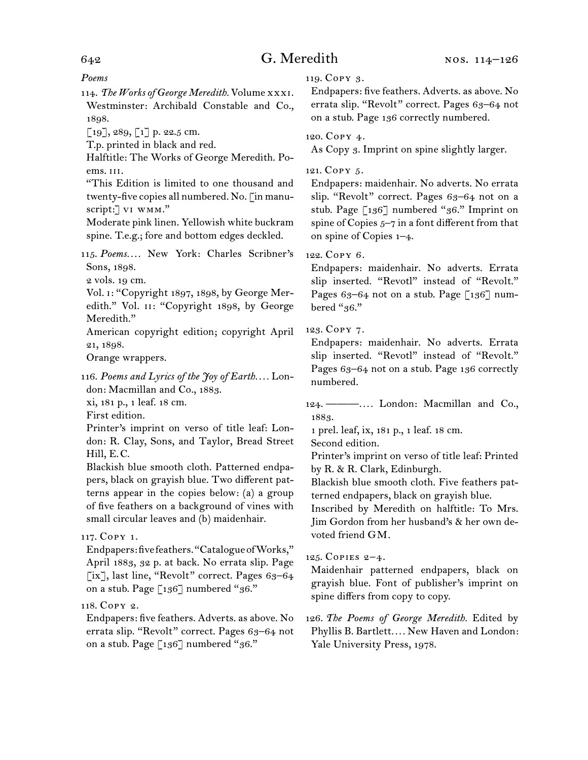*Poems*

114. *The Works of George Meredith.* Volume xxxi. Westminster: Archibald Constable and Co., 1898.
[19], 289, [1] p. 22.5 cm.
T.p. printed in black and red.
Halftitle: The Works of George Meredith. Poems. iii.
"This Edition is limited to one thousand and twenty-five copies all numbered. No. [in manuscript:] vi wmm."
Moderate pink linen. Yellowish white buckram spine. T.e.g.; fore and bottom edges deckled.

115. *Poems.*… New York: Charles Scribner's Sons, 1898.
2 vols. 19 cm.
Vol. i: "Copyright 1897, 1898, by George Meredith." Vol. ii: "Copyright 1898, by George Meredith."
American copyright edition; copyright April 21, 1898.
Orange wrappers.

116. *Poems and Lyrics of the Joy of Earth.*… London: Macmillan and Co., 1883.
xi, 181 p., 1 leaf. 18 cm.
First edition.
Printer's imprint on verso of title leaf: London: R. Clay, Sons, and Taylor, Bread Street Hill, E.C.
Blackish blue smooth cloth. Patterned endpapers, black on grayish blue. Two different patterns appear in the copies below: (a) a group of five feathers on a background of vines with small circular leaves and (b) maidenhair.

117. Copy 1.
Endpapers: five feathers. "Catalogue of Works," April 1883, 32 p. at back. No errata slip. Page [ix], last line, "Revolt" correct. Pages 63–64 on a stub. Page [136] numbered "36."

118. Copy 2.
Endpapers: five feathers. Adverts. as above. No errata slip. "Revolt" correct. Pages 63–64 not on a stub. Page [136] numbered "36."

119. Copy 3.
Endpapers: five feathers. Adverts. as above. No errata slip. "Revolt" correct. Pages 63–64 not on a stub. Page 136 correctly numbered.

120. Copy 4.
As Copy 3. Imprint on spine slightly larger.

121. Copy 5.
Endpapers: maidenhair. No adverts. No errata slip. "Revolt" correct. Pages 63–64 not on a stub. Page [136] numbered "36." Imprint on spine of Copies 5–7 in a font different from that on spine of Copies 1–4.

122. Copy 6.
Endpapers: maidenhair. No adverts. Errata slip inserted. "Revotl" instead of "Revolt." Pages 63–64 not on a stub. Page [136] numbered "36."

123. Copy 7.
Endpapers: maidenhair. No adverts. Errata slip inserted. "Revotl" instead of "Revolt." Pages 63–64 not on a stub. Page 136 correctly numbered.

124. ———.… London: Macmillan and Co., 1883.
1 prel. leaf, ix, 181 p., 1 leaf. 18 cm.
Second edition.
Printer's imprint on verso of title leaf: Printed by R. & R. Clark, Edinburgh.
Blackish blue smooth cloth. Five feathers patterned endpapers, black on grayish blue.
Inscribed by Meredith on halftitle: To Mrs. Jim Gordon from her husband's & her own devoted friend GM.

125. Copies 2–4.
Maidenhair patterned endpapers, black on grayish blue. Font of publisher's imprint on spine differs from copy to copy.

126. *The Poems of George Meredith.* Edited by Phyllis B. Bartlett.… New Haven and London: Yale University Press, 1978.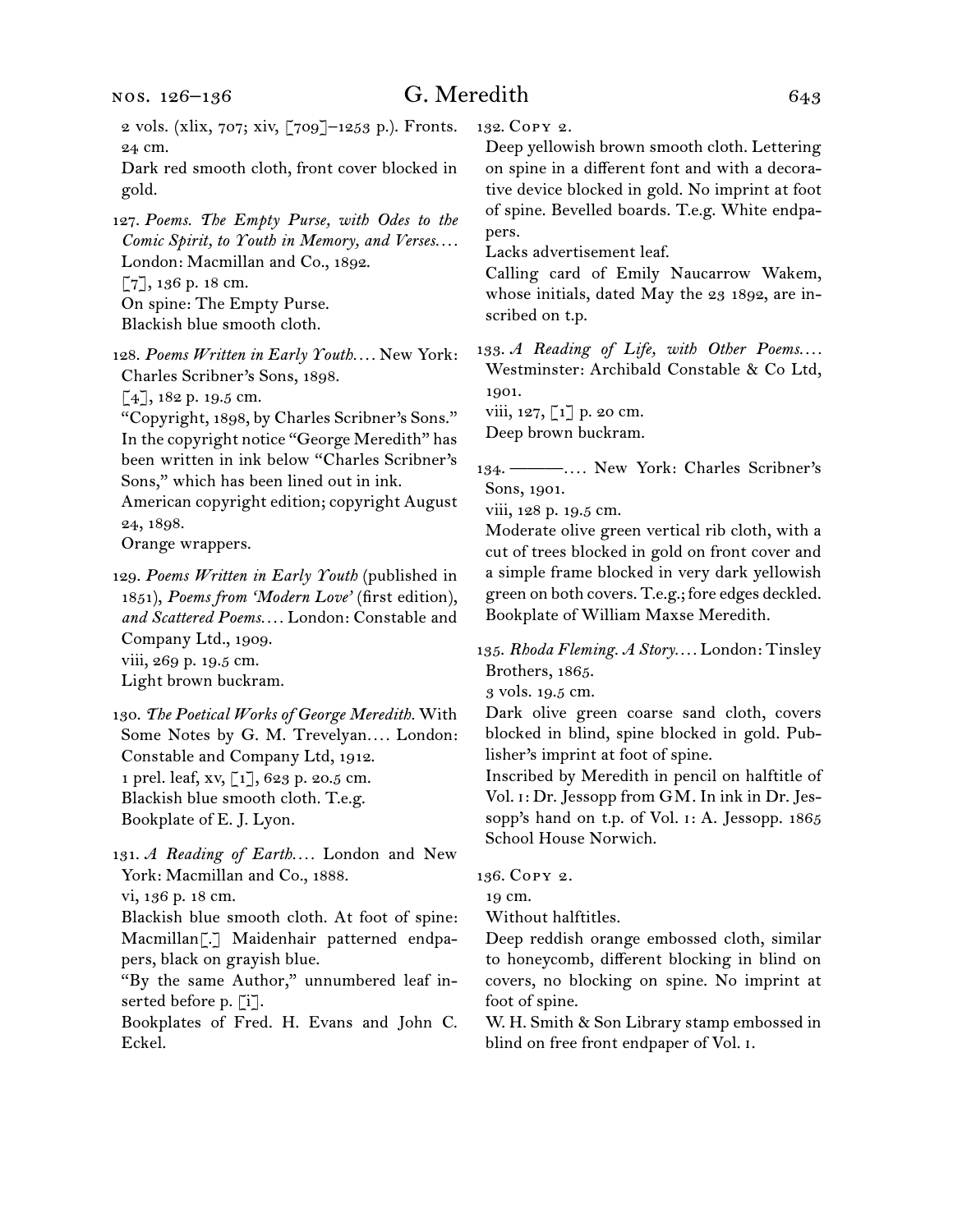2 vols. (xlix, 707; xiv, [709]–1253 p.). Fronts. 24 cm.
Dark red smooth cloth, front cover blocked in gold.

127. *Poems. The Empty Purse, with Odes to the Comic Spirit, to Youth in Memory, and Verses.…* London: Macmillan and Co., 1892.
[7], 136 p. 18 cm.
On spine: The Empty Purse.
Blackish blue smooth cloth.

128. *Poems Written in Early Youth.…* New York: Charles Scribner's Sons, 1898.
[4], 182 p. 19.5 cm.
"Copyright, 1898, by Charles Scribner's Sons." In the copyright notice "George Meredith" has been written in ink below "Charles Scribner's Sons," which has been lined out in ink.
American copyright edition; copyright August 24, 1898.
Orange wrappers.

129. *Poems Written in Early Youth* (published in 1851), *Poems from 'Modern Love'* (first edition), *and Scattered Poems.…* London: Constable and Company Ltd., 1909.
viii, 269 p. 19.5 cm.
Light brown buckram.

130. *The Poetical Works of George Meredith.* With Some Notes by G. M. Trevelyan.… London: Constable and Company Ltd, 1912.
1 prel. leaf, xv, [1], 623 p. 20.5 cm.
Blackish blue smooth cloth. T.e.g.
Bookplate of E. J. Lyon.

131. *A Reading of Earth.…* London and New York: Macmillan and Co., 1888.
vi, 136 p. 18 cm.
Blackish blue smooth cloth. At foot of spine: Macmillan[.] Maidenhair patterned endpapers, black on grayish blue.
"By the same Author," unnumbered leaf inserted before p. [i].
Bookplates of Fred. H. Evans and John C. Eckel.

132. Copy 2.
Deep yellowish brown smooth cloth. Lettering on spine in a different font and with a decorative device blocked in gold. No imprint at foot of spine. Bevelled boards. T.e.g. White endpapers.
Lacks advertisement leaf.
Calling card of Emily Naucarrow Wakem, whose initials, dated May the 23 1892, are inscribed on t.p.

133. *A Reading of Life, with Other Poems.…* Westminster: Archibald Constable & Co Ltd, 1901.
viii, 127, [1] p. 20 cm.
Deep brown buckram.

134. ———.… New York: Charles Scribner's Sons, 1901.
viii, 128 p. 19.5 cm.
Moderate olive green vertical rib cloth, with a cut of trees blocked in gold on front cover and a simple frame blocked in very dark yellowish green on both covers. T.e.g.; fore edges deckled.
Bookplate of William Maxse Meredith.

135. *Rhoda Fleming. A Story.…* London: Tinsley Brothers, 1865.
3 vols. 19.5 cm.
Dark olive green coarse sand cloth, covers blocked in blind, spine blocked in gold. Publisher's imprint at foot of spine.
Inscribed by Meredith in pencil on halftitle of Vol. 1: Dr. Jessopp from GM. In ink in Dr. Jessopp's hand on t.p. of Vol. 1: A. Jessopp. 1865 School House Norwich.

136. Copy 2.
19 cm.
Without halftitles.
Deep reddish orange embossed cloth, similar to honeycomb, different blocking in blind on covers, no blocking on spine. No imprint at foot of spine.
W. H. Smith & Son Library stamp embossed in blind on free front endpaper of Vol. 1.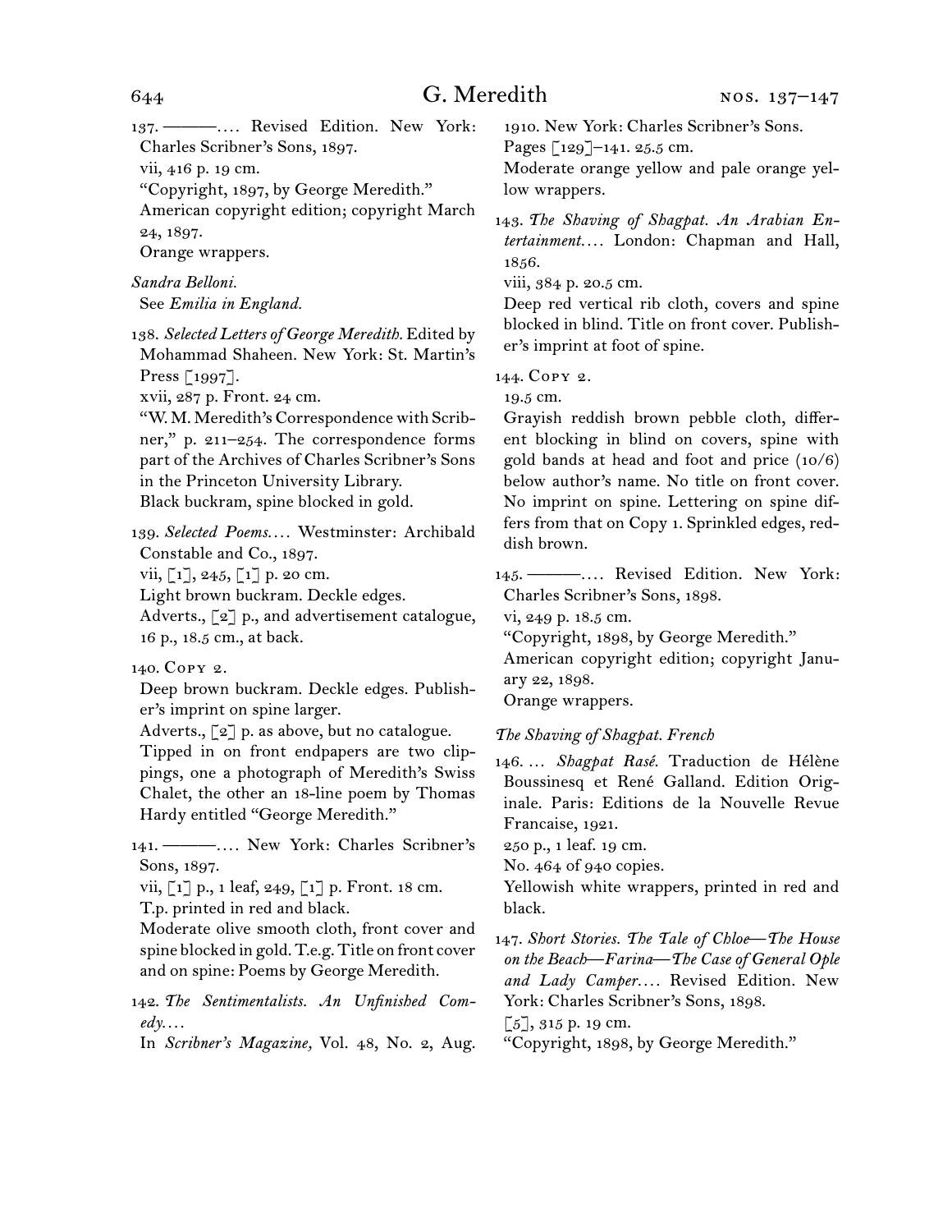137. ———. … Revised Edition. New York: Charles Scribner's Sons, 1897.
vii, 416 p. 19 cm.
"Copyright, 1897, by George Meredith."
American copyright edition; copyright March 24, 1897.
Orange wrappers.

*Sandra Belloni.*
See *Emilia in England.*

138. *Selected Letters of George Meredith.* Edited by Mohammad Shaheen. New York: St. Martin's Press [1997].
xvii, 287 p. Front. 24 cm.
"W. M. Meredith's Correspondence with Scribner," p. 211–254. The correspondence forms part of the Archives of Charles Scribner's Sons in the Princeton University Library.
Black buckram, spine blocked in gold.

139. *Selected Poems.* … Westminster: Archibald Constable and Co., 1897.
vii, [1], 245, [1] p. 20 cm.
Light brown buckram. Deckle edges.
Adverts., [2] p., and advertisement catalogue, 16 p., 18.5 cm., at back.

140. Copy 2.
Deep brown buckram. Deckle edges. Publisher's imprint on spine larger.
Adverts., [2] p. as above, but no catalogue.
Tipped in on front endpapers are two clippings, one a photograph of Meredith's Swiss Chalet, the other an 18-line poem by Thomas Hardy entitled "George Meredith."

141. ———. … New York: Charles Scribner's Sons, 1897.
vii, [1] p., 1 leaf, 249, [1] p. Front. 18 cm.
T.p. printed in red and black.
Moderate olive smooth cloth, front cover and spine blocked in gold. T.e.g. Title on front cover and on spine: Poems by George Meredith.

142. *The Sentimentalists. An Unfinished Comedy.* …
In *Scribner's Magazine,* Vol. 48, No. 2, Aug. 1910. New York: Charles Scribner's Sons.
Pages [129]–141. 25.5 cm.
Moderate orange yellow and pale orange yellow wrappers.

143. *The Shaving of Shagpat. An Arabian Entertainment.* … London: Chapman and Hall, 1856.
viii, 384 p. 20.5 cm.
Deep red vertical rib cloth, covers and spine blocked in blind. Title on front cover. Publisher's imprint at foot of spine.

144. Copy 2.
19.5 cm.
Grayish reddish brown pebble cloth, different blocking in blind on covers, spine with gold bands at head and foot and price (10/6) below author's name. No title on front cover. No imprint on spine. Lettering on spine differs from that on Copy 1. Sprinkled edges, reddish brown.

145. ———. … Revised Edition. New York: Charles Scribner's Sons, 1898.
vi, 249 p. 18.5 cm.
"Copyright, 1898, by George Meredith."
American copyright edition; copyright January 22, 1898.
Orange wrappers.

*The Shaving of Shagpat. French*

146. … *Shagpat Rasé.* Traduction de Hélène Boussinesq et René Galland. Edition Originale. Paris: Editions de la Nouvelle Revue Francaise, 1921.
250 p., 1 leaf. 19 cm.
No. 464 of 940 copies.
Yellowish white wrappers, printed in red and black.

147. *Short Stories. The Tale of Chloe—The House on the Beach—Farina—The Case of General Ople and Lady Camper.* … Revised Edition. New York: Charles Scribner's Sons, 1898.
[5], 315 p. 19 cm.
"Copyright, 1898, by George Meredith."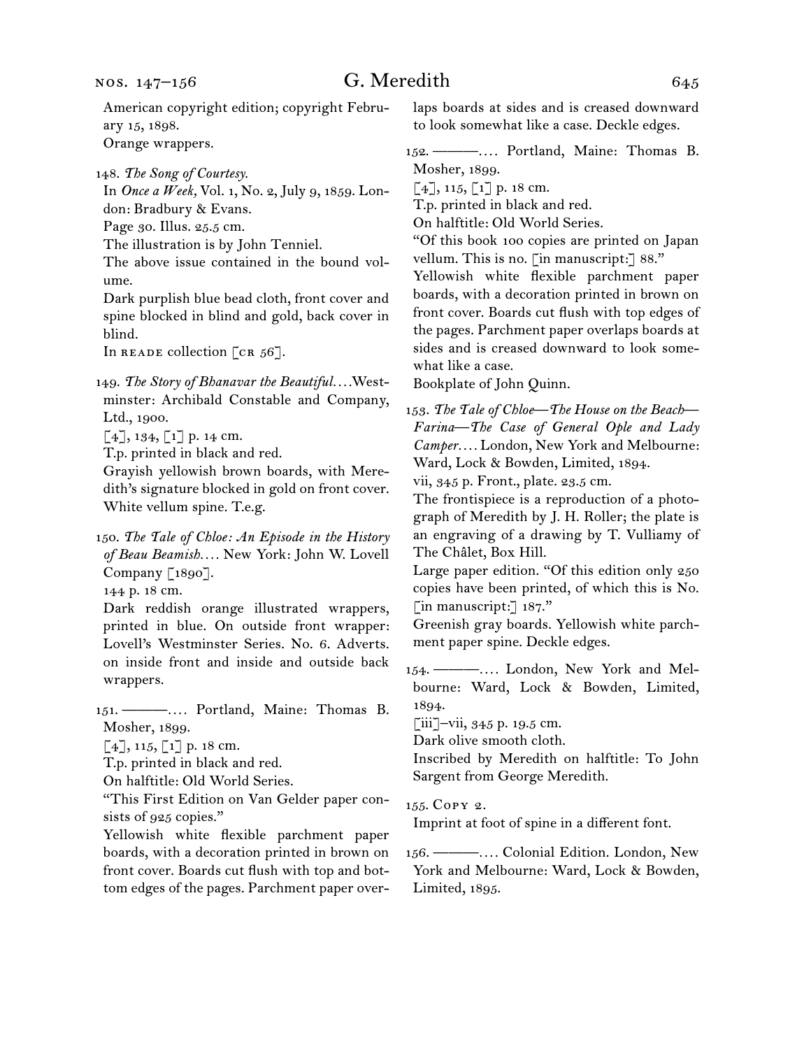American copyright edition; copyright February 15, 1898.
Orange wrappers.

148. *The Song of Courtesy.*
In *Once a Week,* Vol. 1, No. 2, July 9, 1859. London: Bradbury & Evans.
Page 30. Illus. 25.5 cm.
The illustration is by John Tenniel.
The above issue contained in the bound volume.
Dark purplish blue bead cloth, front cover and spine blocked in blind and gold, back cover in blind.
In READE collection [CR 56].

149. *The Story of Bhanavar the Beautiful. . . .* Westminster: Archibald Constable and Company, Ltd., 1900.
[4], 134, [1] p. 14 cm.
T.p. printed in black and red.
Grayish yellowish brown boards, with Meredith's signature blocked in gold on front cover. White vellum spine. T.e.g.

150. *The Tale of Chloe: An Episode in the History of Beau Beamish. . . .* New York: John W. Lovell Company [1890].
144 p. 18 cm.
Dark reddish orange illustrated wrappers, printed in blue. On outside front wrapper: Lovell's Westminster Series. No. 6. Adverts. on inside front and inside and outside back wrappers.

151. ———. . . . Portland, Maine: Thomas B. Mosher, 1899.
[4], 115, [1] p. 18 cm.
T.p. printed in black and red.
On halftitle: Old World Series.
"This First Edition on Van Gelder paper consists of 925 copies."
Yellowish white flexible parchment paper boards, with a decoration printed in brown on front cover. Boards cut flush with top and bottom edges of the pages. Parchment paper overlaps boards at sides and is creased downward to look somewhat like a case. Deckle edges.

152. ———. . . . Portland, Maine: Thomas B. Mosher, 1899.
[4], 115, [1] p. 18 cm.
T.p. printed in black and red.
On halftitle: Old World Series.
"Of this book 100 copies are printed on Japan vellum. This is no. [in manuscript:] 88."
Yellowish white flexible parchment paper boards, with a decoration printed in brown on front cover. Boards cut flush with top edges of the pages. Parchment paper overlaps boards at sides and is creased downward to look somewhat like a case.
Bookplate of John Quinn.

153. *The Tale of Chloe—The House on the Beach—Farina—The Case of General Ople and Lady Camper. . . .* London, New York and Melbourne: Ward, Lock & Bowden, Limited, 1894.
vii, 345 p. Front., plate. 23.5 cm.
The frontispiece is a reproduction of a photograph of Meredith by J. H. Roller; the plate is an engraving of a drawing by T. Vulliamy of The Châlet, Box Hill.
Large paper edition. "Of this edition only 250 copies have been printed, of which this is No. [in manuscript:] 187."
Greenish gray boards. Yellowish white parchment paper spine. Deckle edges.

154. ———. . . . London, New York and Melbourne: Ward, Lock & Bowden, Limited, 1894.
[iii]–vii, 345 p. 19.5 cm.
Dark olive smooth cloth.
Inscribed by Meredith on halftitle: To John Sargent from George Meredith.

155. COPY 2.
Imprint at foot of spine in a different font.

156. ———. . . . Colonial Edition. London, New York and Melbourne: Ward, Lock & Bowden, Limited, 1895.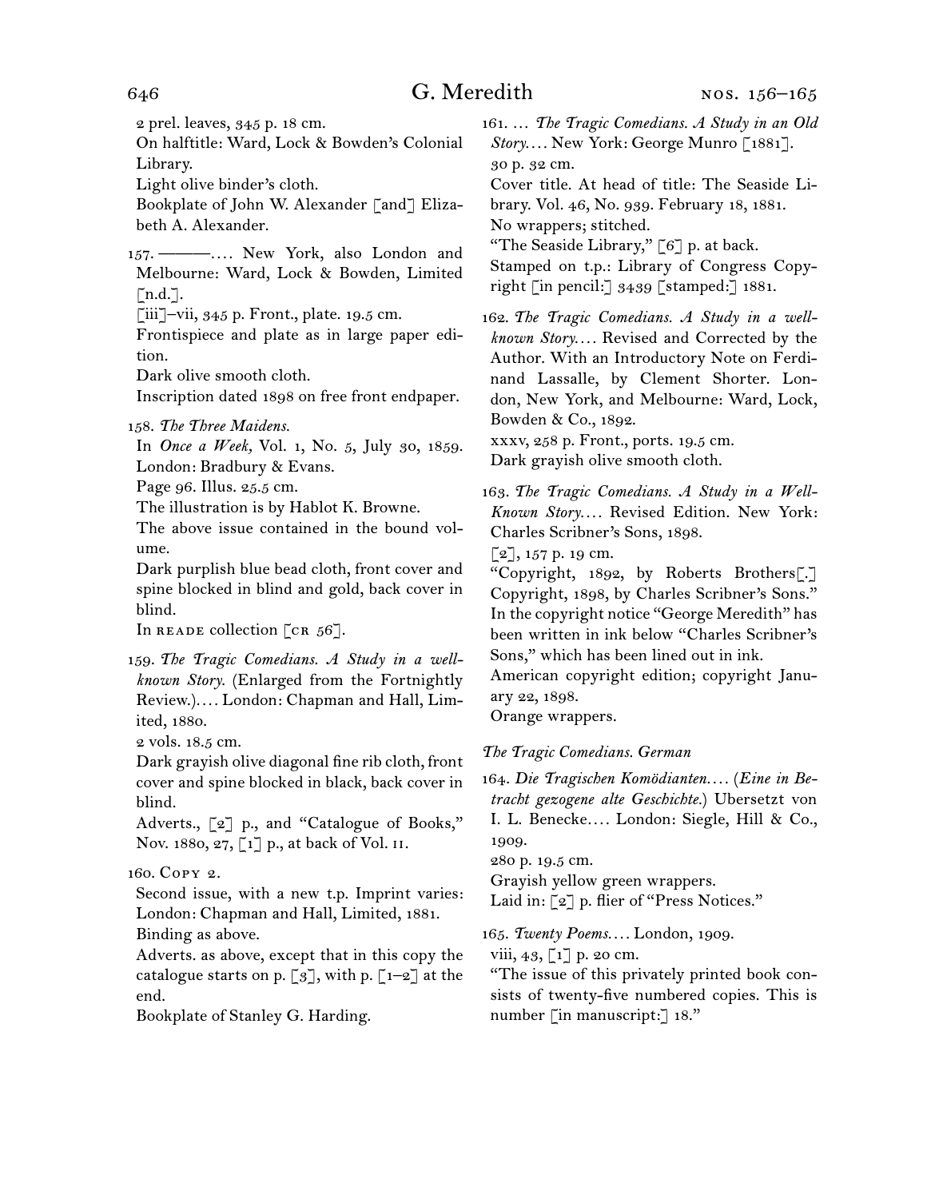2 prel. leaves, 345 p. 18 cm.
On halftitle: Ward, Lock & Bowden's Colonial Library.
Light olive binder's cloth.
Bookplate of John W. Alexander [and] Elizabeth A. Alexander.

157. ———.… New York, also London and Melbourne: Ward, Lock & Bowden, Limited [n.d.].
[iii]–vii, 345 p. Front., plate. 19.5 cm.
Frontispiece and plate as in large paper edition.
Dark olive smooth cloth.
Inscription dated 1898 on free front endpaper.

158. *The Three Maidens.*
In *Once a Week,* Vol. 1, No. 5, July 30, 1859. London: Bradbury & Evans.
Page 96. Illus. 25.5 cm.
The illustration is by Hablot K. Browne.
The above issue contained in the bound volume.
Dark purplish blue bead cloth, front cover and spine blocked in blind and gold, back cover in blind.
In READE collection [CR 56].

159. *The Tragic Comedians. A Study in a well-known Story.* (Enlarged from the Fortnightly Review.)…. London: Chapman and Hall, Limited, 1880.
2 vols. 18.5 cm.
Dark grayish olive diagonal fine rib cloth, front cover and spine blocked in black, back cover in blind.
Adverts., [2] p., and "Catalogue of Books," Nov. 1880, 27, [1] p., at back of Vol. II.

160. COPY 2.
Second issue, with a new t.p. Imprint varies: London: Chapman and Hall, Limited, 1881.
Binding as above.
Adverts. as above, except that in this copy the catalogue starts on p. [3], with p. [1–2] at the end.
Bookplate of Stanley G. Harding.

161. … *The Tragic Comedians. A Study in an Old Story.*… New York: George Munro [1881].
30 p. 32 cm.
Cover title. At head of title: The Seaside Library. Vol. 46, No. 939. February 18, 1881.
No wrappers; stitched.
"The Seaside Library," [6] p. at back.
Stamped on t.p.: Library of Congress Copyright [in pencil:] 3439 [stamped:] 1881.

162. *The Tragic Comedians. A Study in a well-known Story.*… Revised and Corrected by the Author. With an Introductory Note on Ferdinand Lassalle, by Clement Shorter. London, New York, and Melbourne: Ward, Lock, Bowden & Co., 1892.
xxxv, 258 p. Front., ports. 19.5 cm.
Dark grayish olive smooth cloth.

163. *The Tragic Comedians. A Study in a Well-Known Story.*… Revised Edition. New York: Charles Scribner's Sons, 1898.
[2], 157 p. 19 cm.
"Copyright, 1892, by Roberts Brothers[.] Copyright, 1898, by Charles Scribner's Sons." In the copyright notice "George Meredith" has been written in ink below "Charles Scribner's Sons," which has been lined out in ink.
American copyright edition; copyright January 22, 1898.
Orange wrappers.

*The Tragic Comedians. German*

164. *Die Tragischen Komödianten.*… (*Eine in Betracht gezogene alte Geschichte.*) Ubersetzt von I. L. Benecke…. London: Siegle, Hill & Co., 1909.
280 p. 19.5 cm.
Grayish yellow green wrappers.
Laid in: [2] p. flier of "Press Notices."

165. *Twenty Poems.*… London, 1909.
viii, 43, [1] p. 20 cm.
"The issue of this privately printed book consists of twenty-five numbered copies. This is number [in manuscript:] 18."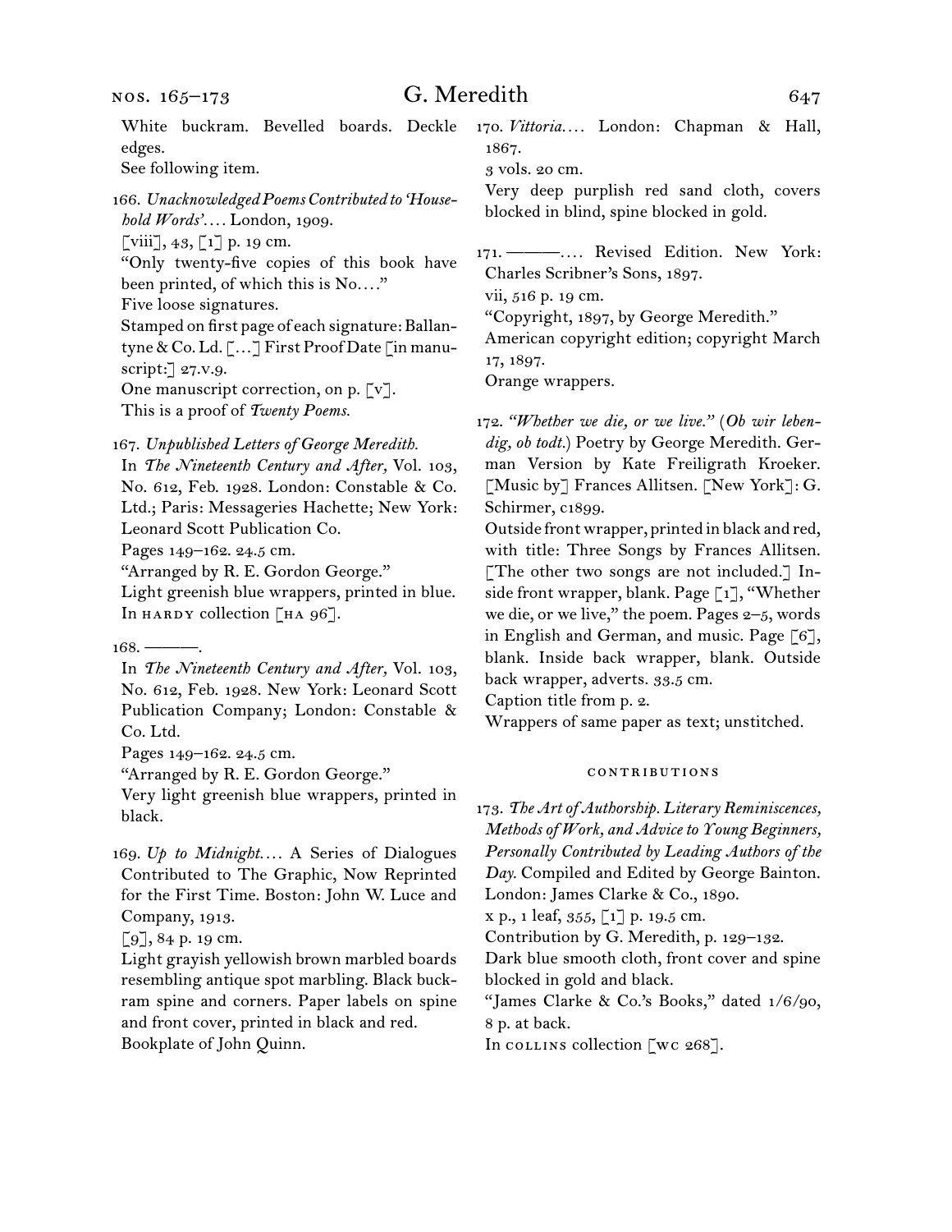White buckram. Bevelled boards. Deckle edges.
See following item.

166. *Unacknowledged Poems Contributed to 'Household Words'*.... London, 1909.
[viii], 43, [1] p. 19 cm.
"Only twenty-five copies of this book have been printed, of which this is No...."
Five loose signatures.
Stamped on first page of each signature: Ballantyne & Co. Ld. [...] First Proof Date [in manuscript:] 27.v.9.
One manuscript correction, on p. [v].
This is a proof of *Twenty Poems.*

167. *Unpublished Letters of George Meredith.*
In *The Nineteenth Century and After,* Vol. 103, No. 612, Feb. 1928. London: Constable & Co. Ltd.; Paris: Messageries Hachette; New York: Leonard Scott Publication Co.
Pages 149–162. 24.5 cm.
"Arranged by R. E. Gordon George."
Light greenish blue wrappers, printed in blue.
In HARDY collection [HA 96].

168. ———.
In *The Nineteenth Century and After,* Vol. 103, No. 612, Feb. 1928. New York: Leonard Scott Publication Company; London: Constable & Co. Ltd.
Pages 149–162. 24.5 cm.
"Arranged by R. E. Gordon George."
Very light greenish blue wrappers, printed in black.

169. *Up to Midnight*.... A Series of Dialogues Contributed to The Graphic, Now Reprinted for the First Time. Boston: John W. Luce and Company, 1913.
[9], 84 p. 19 cm.
Light grayish yellowish brown marbled boards resembling antique spot marbling. Black buckram spine and corners. Paper labels on spine and front cover, printed in black and red.
Bookplate of John Quinn.

170. *Vittoria*.... London: Chapman & Hall, 1867.
3 vols. 20 cm.
Very deep purplish red sand cloth, covers blocked in blind, spine blocked in gold.

171. ———.... Revised Edition. New York: Charles Scribner's Sons, 1897.
vii, 516 p. 19 cm.
"Copyright, 1897, by George Meredith."
American copyright edition; copyright March 17, 1897.
Orange wrappers.

172. *"Whether we die, or we live."* (*Ob wir lebendig, ob todt.*) Poetry by George Meredith. German Version by Kate Freiligrath Kroeker. [Music by] Frances Allitsen. [New York]: G. Schirmer, c1899.
Outside front wrapper, printed in black and red, with title: Three Songs by Frances Allitsen. [The other two songs are not included.] Inside front wrapper, blank. Page [1], "Whether we die, or we live," the poem. Pages 2–5, words in English and German, and music. Page [6], blank. Inside back wrapper, blank. Outside back wrapper, adverts. 33.5 cm.
Caption title from p. 2.
Wrappers of same paper as text; unstitched.

### CONTRIBUTIONS

173. *The Art of Authorship. Literary Reminiscences, Methods of Work, and Advice to Young Beginners, Personally Contributed by Leading Authors of the Day.* Compiled and Edited by George Bainton. London: James Clarke & Co., 1890.
x p., 1 leaf, 355, [1] p. 19.5 cm.
Contribution by G. Meredith, p. 129–132.
Dark blue smooth cloth, front cover and spine blocked in gold and black.
"James Clarke & Co.'s Books," dated 1/6/90, 8 p. at back.
In COLLINS collection [WC 268].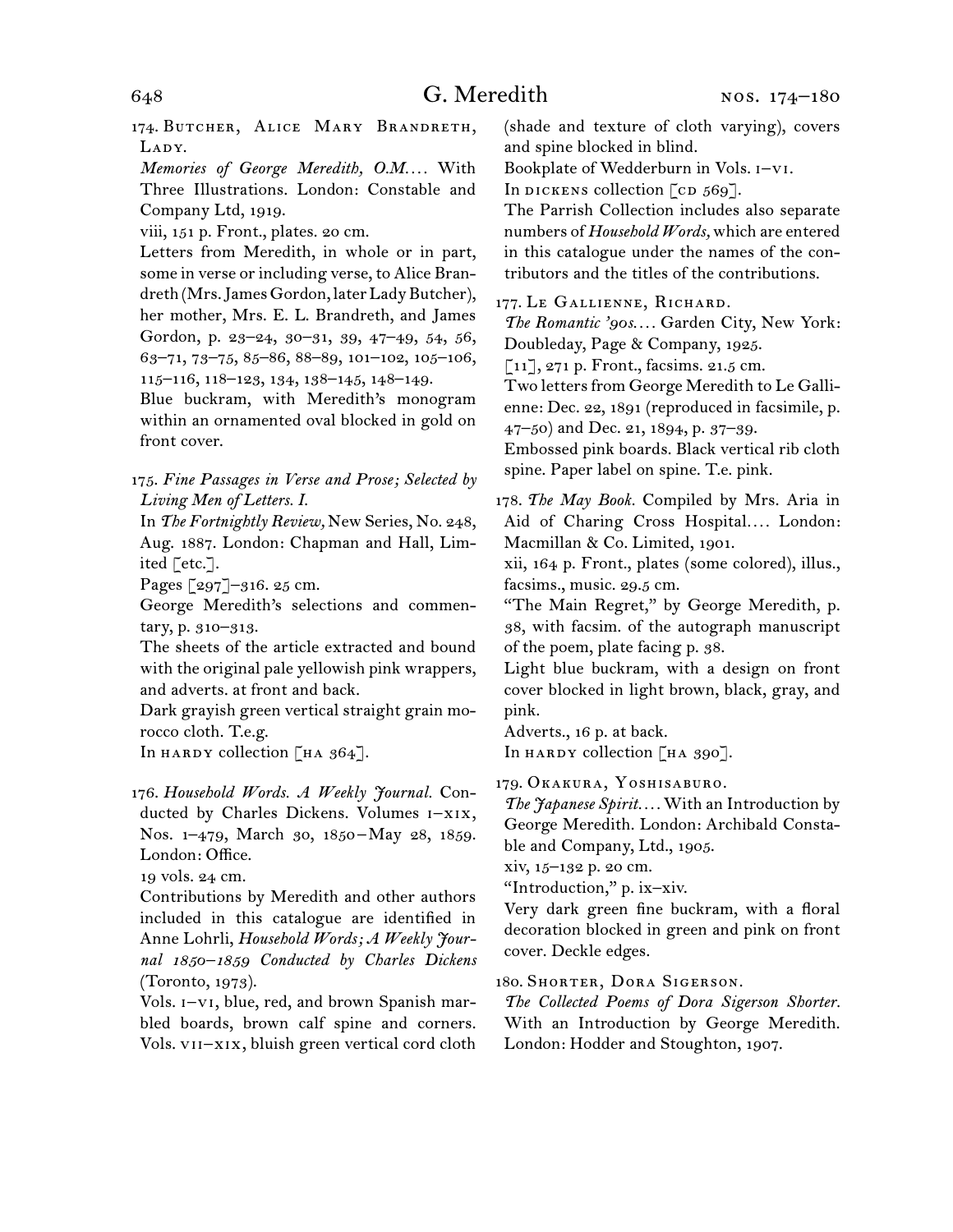174. Butcher, Alice Mary Brandreth, Lady.

*Memories of George Meredith, O.M.*... With Three Illustrations. London: Constable and Company Ltd, 1919.

viii, 151 p. Front., plates. 20 cm.

Letters from Meredith, in whole or in part, some in verse or including verse, to Alice Brandreth (Mrs. James Gordon, later Lady Butcher), her mother, Mrs. E. L. Brandreth, and James Gordon, p. 23–24, 30–31, 39, 47–49, 54, 56, 63–71, 73–75, 85–86, 88–89, 101–102, 105–106, 115–116, 118–123, 134, 138–145, 148–149.

Blue buckram, with Meredith's monogram within an ornamented oval blocked in gold on front cover.

175. *Fine Passages in Verse and Prose; Selected by Living Men of Letters. I.*

In *The Fortnightly Review,* New Series, No. 248, Aug. 1887. London: Chapman and Hall, Limited [etc.].

Pages [297]–316. 25 cm.

George Meredith's selections and commentary, p. 310–313.

The sheets of the article extracted and bound with the original pale yellowish pink wrappers, and adverts. at front and back.

Dark grayish green vertical straight grain morocco cloth. T.e.g.

In hardy collection [ha 364].

176. *Household Words. A Weekly Journal.* Conducted by Charles Dickens. Volumes i–xix, Nos. 1–479, March 30, 1850–May 28, 1859. London: Office.

19 vols. 24 cm.

Contributions by Meredith and other authors included in this catalogue are identified in Anne Lohrli, *Household Words; A Weekly Journal 1850–1859 Conducted by Charles Dickens* (Toronto, 1973).

Vols. i–vi, blue, red, and brown Spanish marbled boards, brown calf spine and corners. Vols. vii–xix, bluish green vertical cord cloth (shade and texture of cloth varying), covers and spine blocked in blind.

Bookplate of Wedderburn in Vols. i–vi.

In dickens collection [cd 569].

The Parrish Collection includes also separate numbers of *Household Words,* which are entered in this catalogue under the names of the contributors and the titles of the contributions.

177. Le Gallienne, Richard.

*The Romantic '90s.*... Garden City, New York: Doubleday, Page & Company, 1925.

[11], 271 p. Front., facsims. 21.5 cm.

Two letters from George Meredith to Le Gallienne: Dec. 22, 1891 (reproduced in facsimile, p. 47–50) and Dec. 21, 1894, p. 37–39.

Embossed pink boards. Black vertical rib cloth spine. Paper label on spine. T.e. pink.

178. *The May Book.* Compiled by Mrs. Aria in Aid of Charing Cross Hospital.... London: Macmillan & Co. Limited, 1901.

xii, 164 p. Front., plates (some colored), illus., facsims., music. 29.5 cm.

"The Main Regret," by George Meredith, p. 38, with facsim. of the autograph manuscript of the poem, plate facing p. 38.

Light blue buckram, with a design on front cover blocked in light brown, black, gray, and pink.

Adverts., 16 p. at back.

In hardy collection [ha 390].

179. Okakura, Yoshisaburo.

*The Japanese Spirit.*... With an Introduction by George Meredith. London: Archibald Constable and Company, Ltd., 1905.

xiv, 15–132 p. 20 cm.

"Introduction," p. ix–xiv.

Very dark green fine buckram, with a floral decoration blocked in green and pink on front cover. Deckle edges.

180. Shorter, Dora Sigerson.

*The Collected Poems of Dora Sigerson Shorter.* With an Introduction by George Meredith. London: Hodder and Stoughton, 1907.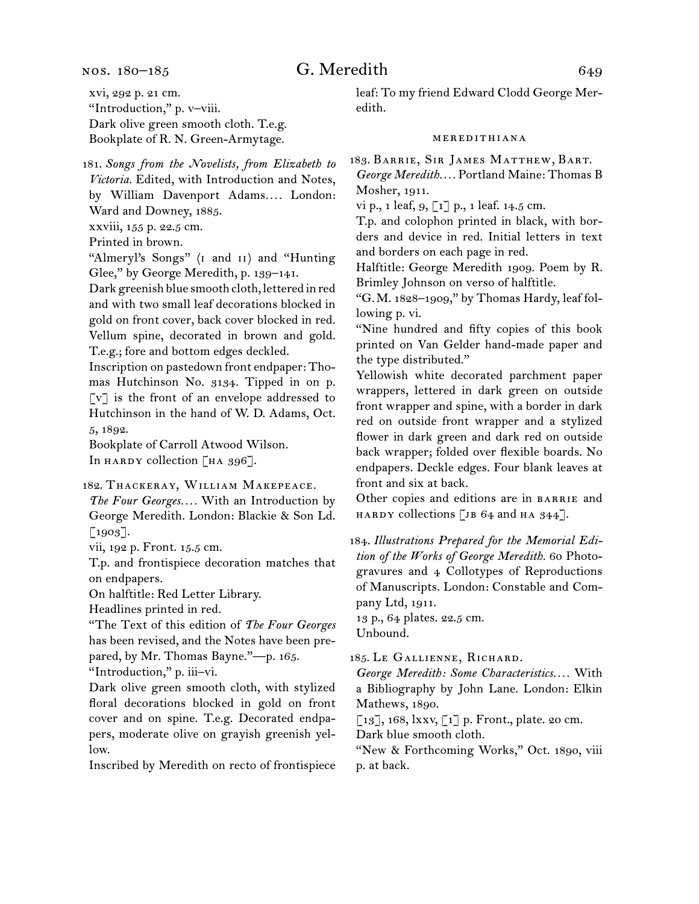xvi, 292 p. 21 cm.
"Introduction," p. v–viii.
Dark olive green smooth cloth. T.e.g.
Bookplate of R. N. Green-Armytage.

181. *Songs from the Novelists, from Elizabeth to Victoria.* Edited, with Introduction and Notes, by William Davenport Adams.... London: Ward and Downey, 1885.
xxviii, 155 p. 22.5 cm.
Printed in brown.
"Almeryl's Songs" (I and II) and "Hunting Glee," by George Meredith, p. 139–141.
Dark greenish blue smooth cloth, lettered in red and with two small leaf decorations blocked in gold on front cover, back cover blocked in red. Vellum spine, decorated in brown and gold. T.e.g.; fore and bottom edges deckled.
Inscription on pastedown front endpaper: Thomas Hutchinson No. 3134. Tipped in on p. [v] is the front of an envelope addressed to Hutchinson in the hand of W. D. Adams, Oct. 5, 1892.
Bookplate of Carroll Atwood Wilson.
In HARDY collection [HA 396].

182. Thackeray, William Makepeace.
*The Four Georges....* With an Introduction by George Meredith. London: Blackie & Son Ld. [1903].
vii, 192 p. Front. 15.5 cm.
T.p. and frontispiece decoration matches that on endpapers.
On halftitle: Red Letter Library.
Headlines printed in red.
"The Text of this edition of *The Four Georges* has been revised, and the Notes have been prepared, by Mr. Thomas Bayne."—p. 165.
"Introduction," p. iii–vi.
Dark olive green smooth cloth, with stylized floral decorations blocked in gold on front cover and on spine. T.e.g. Decorated endpapers, moderate olive on grayish greenish yellow.
Inscribed by Meredith on recto of frontispiece leaf: To my friend Edward Clodd George Meredith.

### MEREDITHIANA

183. Barrie, Sir James Matthew, Bart.
*George Meredith....* Portland Maine: Thomas B Mosher, 1911.
vi p., 1 leaf, 9, [1] p., 1 leaf. 14.5 cm.
T.p. and colophon printed in black, with borders and device in red. Initial letters in text and borders on each page in red.
Halftitle: George Meredith 1909. Poem by R. Brimley Johnson on verso of halftitle.
"G. M. 1828–1909," by Thomas Hardy, leaf following p. vi.
"Nine hundred and fifty copies of this book printed on Van Gelder hand-made paper and the type distributed."
Yellowish white decorated parchment paper wrappers, lettered in dark green on outside front wrapper and spine, with a border in dark red on outside front wrapper and a stylized flower in dark green and dark red on outside back wrapper; folded over flexible boards. No endpapers. Deckle edges. Four blank leaves at front and six at back.
Other copies and editions are in BARRIE and HARDY collections [JB 64 and HA 344].

184. *Illustrations Prepared for the Memorial Edition of the Works of George Meredith.* 60 Photogravures and 4 Collotypes of Reproductions of Manuscripts. London: Constable and Company Ltd, 1911.
13 p., 64 plates. 22.5 cm.
Unbound.

185. Le Gallienne, Richard.
*George Meredith: Some Characteristics....* With a Bibliography by John Lane. London: Elkin Mathews, 1890.
[13], 168, lxxv, [1] p. Front., plate. 20 cm.
Dark blue smooth cloth.
"New & Forthcoming Works," Oct. 1890, viii p. at back.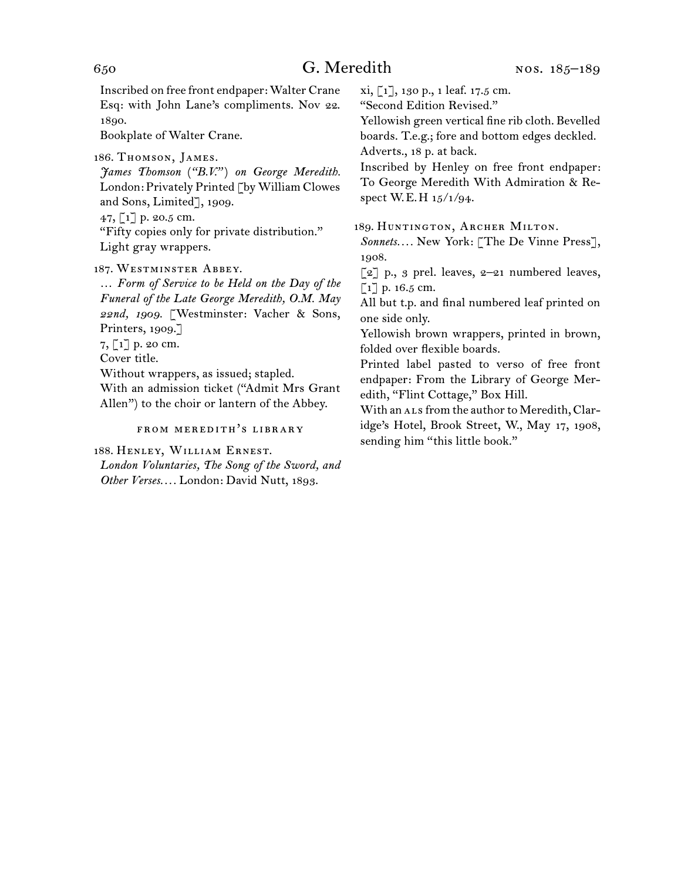Inscribed on free front endpaper: Walter Crane Esq: with John Lane's compliments. Nov 22. 1890.

Bookplate of Walter Crane.

186. Thomson, James.

*James Thomson ("B.V.") on George Meredith.* London: Privately Printed [by William Clowes and Sons, Limited], 1909.

47, [1] p. 20.5 cm.

"Fifty copies only for private distribution."

Light gray wrappers.

187. Westminster Abbey.

… *Form of Service to be Held on the Day of the Funeral of the Late George Meredith, O.M. May 22nd, 1909.* [Westminster: Vacher & Sons, Printers, 1909.]

7, [1] p. 20 cm.

Cover title.

Without wrappers, as issued; stapled.

With an admission ticket ("Admit Mrs Grant Allen") to the choir or lantern of the Abbey.

### from meredith's library

188. Henley, William Ernest.

*London Voluntaries, The Song of the Sword, and Other Verses.…* London: David Nutt, 1893.

xi, [1], 130 p., 1 leaf. 17.5 cm.

"Second Edition Revised."

Yellowish green vertical fine rib cloth. Bevelled boards. T.e.g.; fore and bottom edges deckled.

Adverts., 18 p. at back.

Inscribed by Henley on free front endpaper: To George Meredith With Admiration & Respect W.E.H 15/1/94.

189. Huntington, Archer Milton.

*Sonnets.…* New York: [The De Vinne Press], 1908.

[2] p., 3 prel. leaves, 2–21 numbered leaves, [1] p. 16.5 cm.

All but t.p. and final numbered leaf printed on one side only.

Yellowish brown wrappers, printed in brown, folded over flexible boards.

Printed label pasted to verso of free front endpaper: From the Library of George Meredith, "Flint Cottage," Box Hill.

With an ALS from the author to Meredith, Claridge's Hotel, Brook Street, W., May 17, 1908, sending him "this little book."